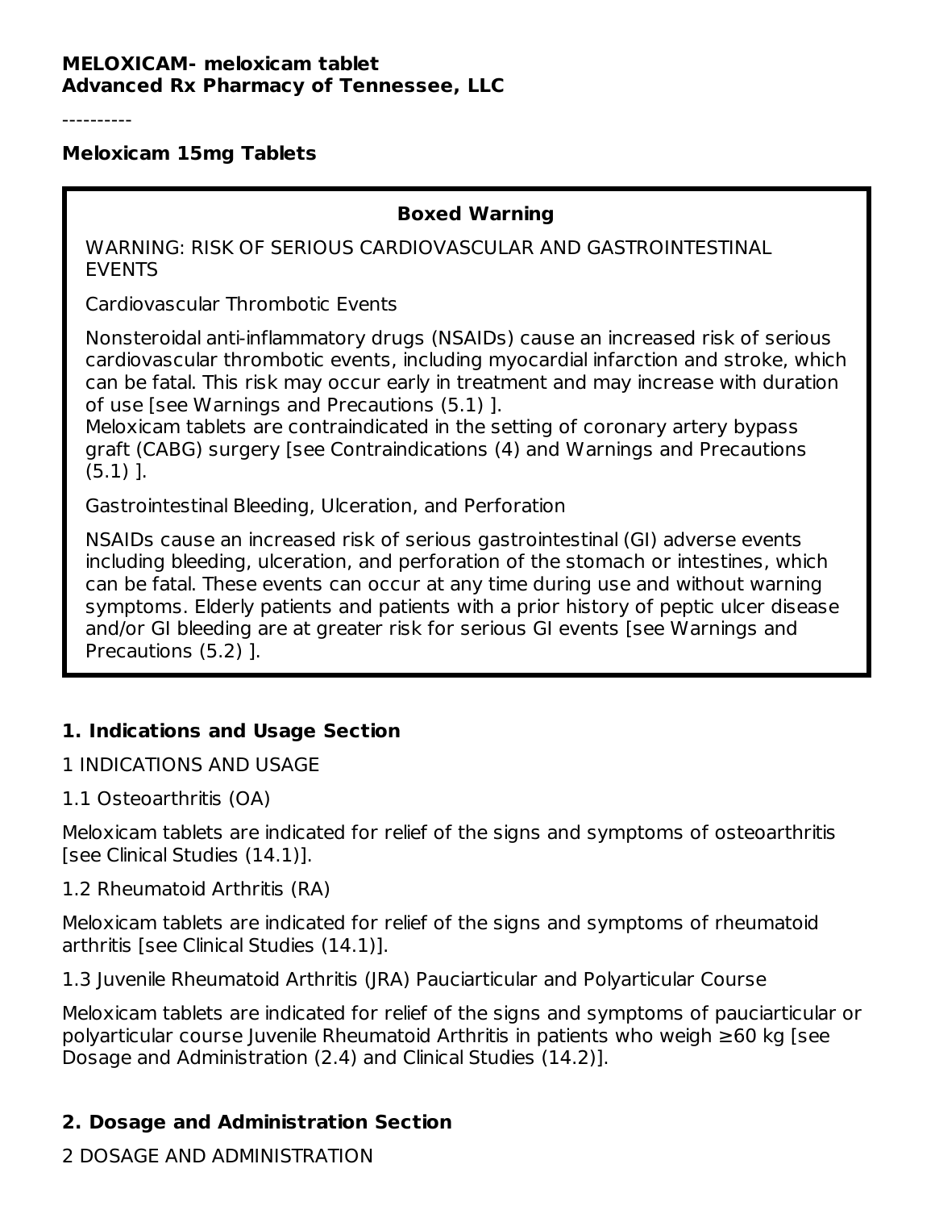**MELOXICAM- meloxicam tablet**
**Advanced Rx Pharmacy of Tennessee, LLC**

----------

**Meloxicam 15mg Tablets**

> **Boxed Warning**
>
> WARNING: RISK OF SERIOUS CARDIOVASCULAR AND GASTROINTESTINAL EVENTS
>
> Cardiovascular Thrombotic Events
>
> Nonsteroidal anti-inflammatory drugs (NSAIDs) cause an increased risk of serious cardiovascular thrombotic events, including myocardial infarction and stroke, which can be fatal. This risk may occur early in treatment and may increase with duration of use [see Warnings and Precautions (5.1) ].
> Meloxicam tablets are contraindicated in the setting of coronary artery bypass graft (CABG) surgery [see Contraindications (4) and Warnings and Precautions (5.1) ].
>
> Gastrointestinal Bleeding, Ulceration, and Perforation
>
> NSAIDs cause an increased risk of serious gastrointestinal (GI) adverse events including bleeding, ulceration, and perforation of the stomach or intestines, which can be fatal. These events can occur at any time during use and without warning symptoms. Elderly patients and patients with a prior history of peptic ulcer disease and/or GI bleeding are at greater risk for serious GI events [see Warnings and Precautions (5.2) ].

## 1. Indications and Usage Section

1 INDICATIONS AND USAGE

1.1 Osteoarthritis (OA)

Meloxicam tablets are indicated for relief of the signs and symptoms of osteoarthritis [see Clinical Studies (14.1)].

1.2 Rheumatoid Arthritis (RA)

Meloxicam tablets are indicated for relief of the signs and symptoms of rheumatoid arthritis [see Clinical Studies (14.1)].

1.3 Juvenile Rheumatoid Arthritis (JRA) Pauciarticular and Polyarticular Course

Meloxicam tablets are indicated for relief of the signs and symptoms of pauciarticular or polyarticular course Juvenile Rheumatoid Arthritis in patients who weigh ≥60 kg [see Dosage and Administration (2.4) and Clinical Studies (14.2)].

## 2. Dosage and Administration Section

2 DOSAGE AND ADMINISTRATION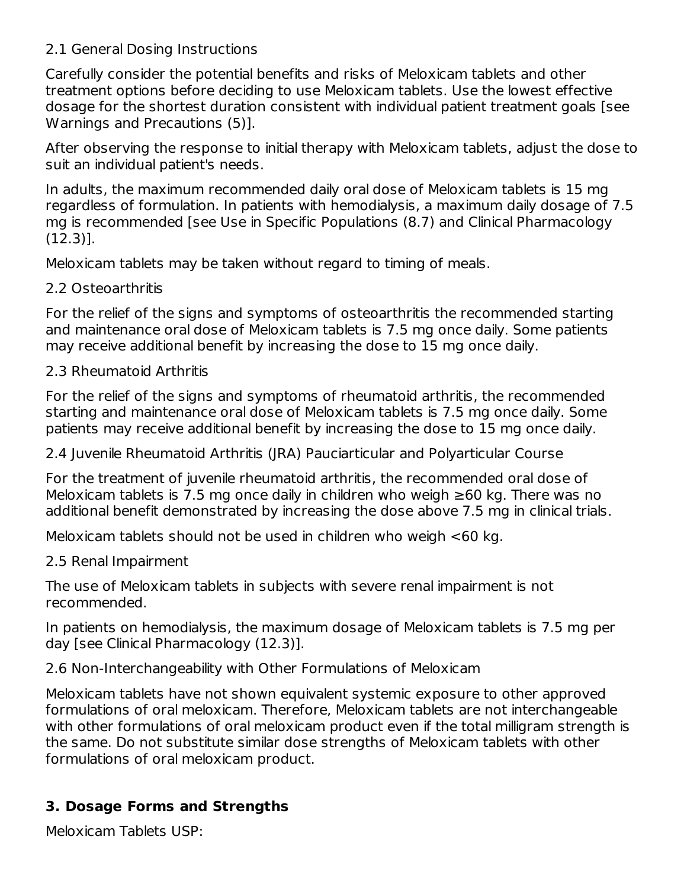### 2.1 General Dosing Instructions

Carefully consider the potential benefits and risks of Meloxicam tablets and other treatment options before deciding to use Meloxicam tablets. Use the lowest effective dosage for the shortest duration consistent with individual patient treatment goals [see Warnings and Precautions (5)].

After observing the response to initial therapy with Meloxicam tablets, adjust the dose to suit an individual patient's needs.

In adults, the maximum recommended daily oral dose of Meloxicam tablets is 15 mg regardless of formulation. In patients with hemodialysis, a maximum daily dosage of 7.5 mg is recommended [see Use in Specific Populations (8.7) and Clinical Pharmacology (12.3)].

Meloxicam tablets may be taken without regard to timing of meals.

### 2.2 Osteoarthritis

For the relief of the signs and symptoms of osteoarthritis the recommended starting and maintenance oral dose of Meloxicam tablets is 7.5 mg once daily. Some patients may receive additional benefit by increasing the dose to 15 mg once daily.

### 2.3 Rheumatoid Arthritis

For the relief of the signs and symptoms of rheumatoid arthritis, the recommended starting and maintenance oral dose of Meloxicam tablets is 7.5 mg once daily. Some patients may receive additional benefit by increasing the dose to 15 mg once daily.

### 2.4 Juvenile Rheumatoid Arthritis (JRA) Pauciarticular and Polyarticular Course

For the treatment of juvenile rheumatoid arthritis, the recommended oral dose of Meloxicam tablets is 7.5 mg once daily in children who weigh ≥60 kg. There was no additional benefit demonstrated by increasing the dose above 7.5 mg in clinical trials.

Meloxicam tablets should not be used in children who weigh <60 kg.

### 2.5 Renal Impairment

The use of Meloxicam tablets in subjects with severe renal impairment is not recommended.

In patients on hemodialysis, the maximum dosage of Meloxicam tablets is 7.5 mg per day [see Clinical Pharmacology (12.3)].

### 2.6 Non-Interchangeability with Other Formulations of Meloxicam

Meloxicam tablets have not shown equivalent systemic exposure to other approved formulations of oral meloxicam. Therefore, Meloxicam tablets are not interchangeable with other formulations of oral meloxicam product even if the total milligram strength is the same. Do not substitute similar dose strengths of Meloxicam tablets with other formulations of oral meloxicam product.

## 3. Dosage Forms and Strengths

Meloxicam Tablets USP: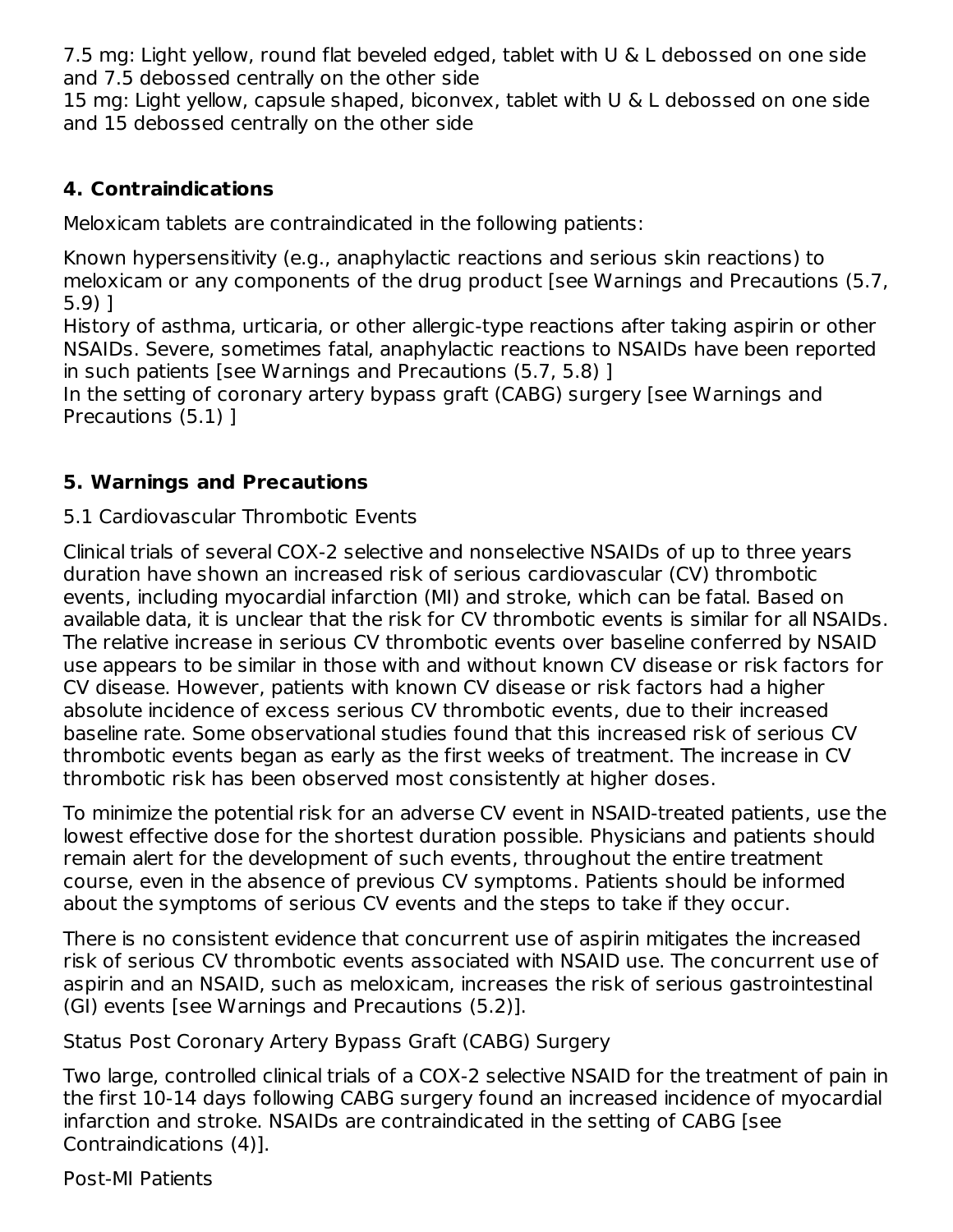7.5 mg: Light yellow, round flat beveled edged, tablet with U & L debossed on one side and 7.5 debossed centrally on the other side

15 mg: Light yellow, capsule shaped, biconvex, tablet with U & L debossed on one side and 15 debossed centrally on the other side

## 4. Contraindications

Meloxicam tablets are contraindicated in the following patients:

Known hypersensitivity (e.g., anaphylactic reactions and serious skin reactions) to meloxicam or any components of the drug product [see Warnings and Precautions (5.7, 5.9) ]

History of asthma, urticaria, or other allergic-type reactions after taking aspirin or other NSAIDs. Severe, sometimes fatal, anaphylactic reactions to NSAIDs have been reported in such patients [see Warnings and Precautions (5.7, 5.8) ]

In the setting of coronary artery bypass graft (CABG) surgery [see Warnings and Precautions (5.1) ]

## 5. Warnings and Precautions

### 5.1 Cardiovascular Thrombotic Events

Clinical trials of several COX-2 selective and nonselective NSAIDs of up to three years duration have shown an increased risk of serious cardiovascular (CV) thrombotic events, including myocardial infarction (MI) and stroke, which can be fatal. Based on available data, it is unclear that the risk for CV thrombotic events is similar for all NSAIDs. The relative increase in serious CV thrombotic events over baseline conferred by NSAID use appears to be similar in those with and without known CV disease or risk factors for CV disease. However, patients with known CV disease or risk factors had a higher absolute incidence of excess serious CV thrombotic events, due to their increased baseline rate. Some observational studies found that this increased risk of serious CV thrombotic events began as early as the first weeks of treatment. The increase in CV thrombotic risk has been observed most consistently at higher doses.

To minimize the potential risk for an adverse CV event in NSAID-treated patients, use the lowest effective dose for the shortest duration possible. Physicians and patients should remain alert for the development of such events, throughout the entire treatment course, even in the absence of previous CV symptoms. Patients should be informed about the symptoms of serious CV events and the steps to take if they occur.

There is no consistent evidence that concurrent use of aspirin mitigates the increased risk of serious CV thrombotic events associated with NSAID use. The concurrent use of aspirin and an NSAID, such as meloxicam, increases the risk of serious gastrointestinal (GI) events [see Warnings and Precautions (5.2)].

Status Post Coronary Artery Bypass Graft (CABG) Surgery

Two large, controlled clinical trials of a COX-2 selective NSAID for the treatment of pain in the first 10-14 days following CABG surgery found an increased incidence of myocardial infarction and stroke. NSAIDs are contraindicated in the setting of CABG [see Contraindications (4)].

Post-MI Patients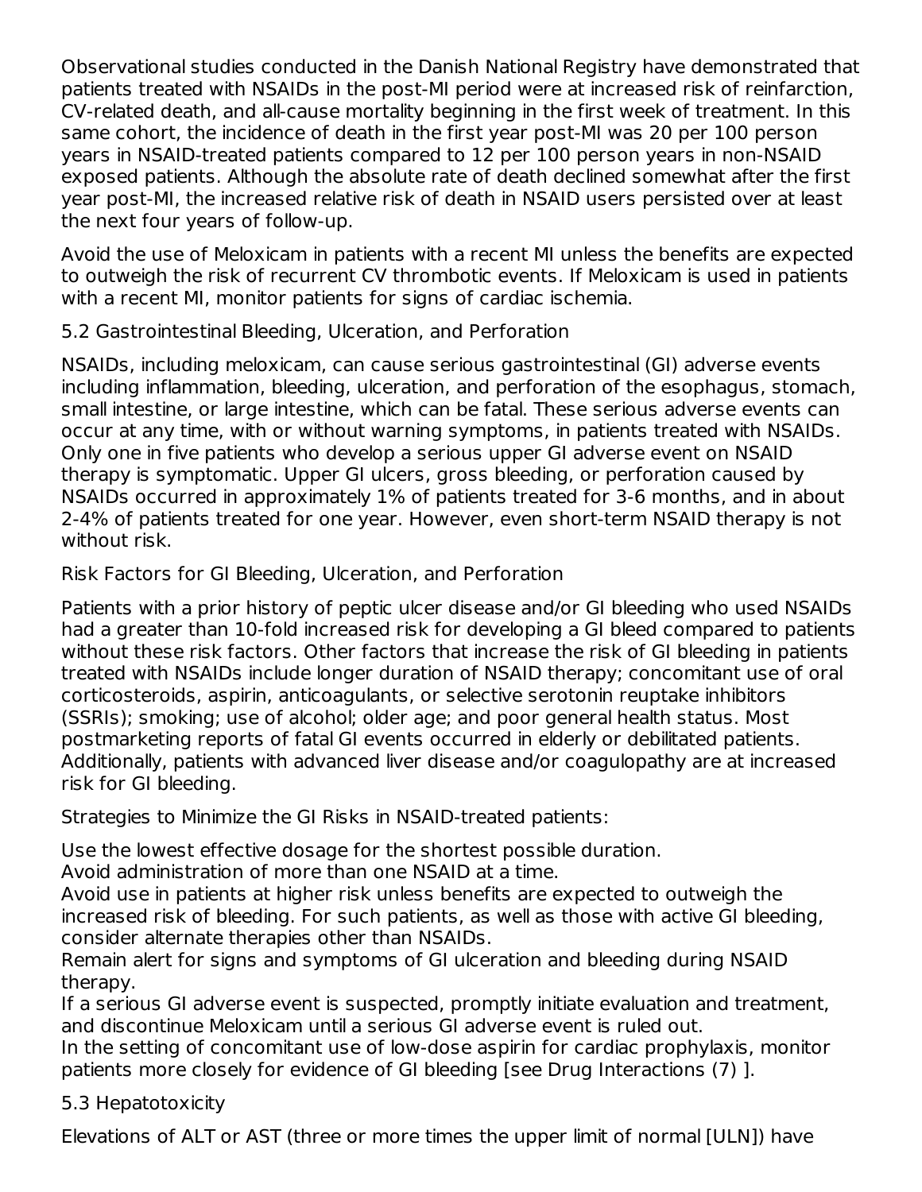Observational studies conducted in the Danish National Registry have demonstrated that patients treated with NSAIDs in the post-MI period were at increased risk of reinfarction, CV-related death, and all-cause mortality beginning in the first week of treatment. In this same cohort, the incidence of death in the first year post-MI was 20 per 100 person years in NSAID-treated patients compared to 12 per 100 person years in non-NSAID exposed patients. Although the absolute rate of death declined somewhat after the first year post-MI, the increased relative risk of death in NSAID users persisted over at least the next four years of follow-up.

Avoid the use of Meloxicam in patients with a recent MI unless the benefits are expected to outweigh the risk of recurrent CV thrombotic events. If Meloxicam is used in patients with a recent MI, monitor patients for signs of cardiac ischemia.

### 5.2 Gastrointestinal Bleeding, Ulceration, and Perforation

NSAIDs, including meloxicam, can cause serious gastrointestinal (GI) adverse events including inflammation, bleeding, ulceration, and perforation of the esophagus, stomach, small intestine, or large intestine, which can be fatal. These serious adverse events can occur at any time, with or without warning symptoms, in patients treated with NSAIDs. Only one in five patients who develop a serious upper GI adverse event on NSAID therapy is symptomatic. Upper GI ulcers, gross bleeding, or perforation caused by NSAIDs occurred in approximately 1% of patients treated for 3-6 months, and in about 2-4% of patients treated for one year. However, even short-term NSAID therapy is not without risk.

Risk Factors for GI Bleeding, Ulceration, and Perforation

Patients with a prior history of peptic ulcer disease and/or GI bleeding who used NSAIDs had a greater than 10-fold increased risk for developing a GI bleed compared to patients without these risk factors. Other factors that increase the risk of GI bleeding in patients treated with NSAIDs include longer duration of NSAID therapy; concomitant use of oral corticosteroids, aspirin, anticoagulants, or selective serotonin reuptake inhibitors (SSRIs); smoking; use of alcohol; older age; and poor general health status. Most postmarketing reports of fatal GI events occurred in elderly or debilitated patients. Additionally, patients with advanced liver disease and/or coagulopathy are at increased risk for GI bleeding.

Strategies to Minimize the GI Risks in NSAID-treated patients:

Use the lowest effective dosage for the shortest possible duration.
Avoid administration of more than one NSAID at a time.
Avoid use in patients at higher risk unless benefits are expected to outweigh the increased risk of bleeding. For such patients, as well as those with active GI bleeding, consider alternate therapies other than NSAIDs.
Remain alert for signs and symptoms of GI ulceration and bleeding during NSAID therapy.
If a serious GI adverse event is suspected, promptly initiate evaluation and treatment, and discontinue Meloxicam until a serious GI adverse event is ruled out.
In the setting of concomitant use of low-dose aspirin for cardiac prophylaxis, monitor patients more closely for evidence of GI bleeding [see Drug Interactions (7) ].

### 5.3 Hepatotoxicity

Elevations of ALT or AST (three or more times the upper limit of normal [ULN]) have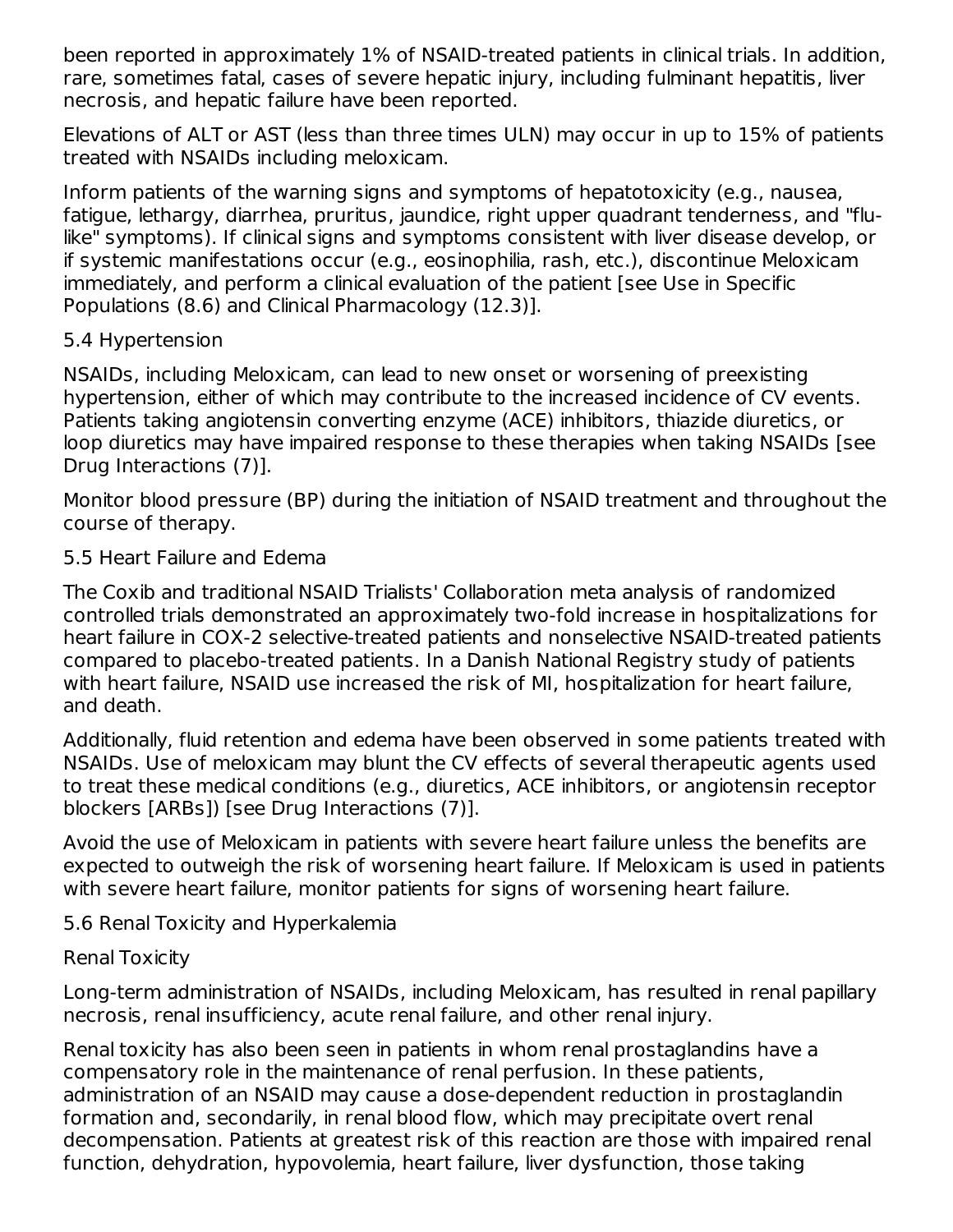been reported in approximately 1% of NSAID-treated patients in clinical trials. In addition, rare, sometimes fatal, cases of severe hepatic injury, including fulminant hepatitis, liver necrosis, and hepatic failure have been reported.

Elevations of ALT or AST (less than three times ULN) may occur in up to 15% of patients treated with NSAIDs including meloxicam.

Inform patients of the warning signs and symptoms of hepatotoxicity (e.g., nausea, fatigue, lethargy, diarrhea, pruritus, jaundice, right upper quadrant tenderness, and "flu-like" symptoms). If clinical signs and symptoms consistent with liver disease develop, or if systemic manifestations occur (e.g., eosinophilia, rash, etc.), discontinue Meloxicam immediately, and perform a clinical evaluation of the patient [see Use in Specific Populations (8.6) and Clinical Pharmacology (12.3)].

## 5.4 Hypertension

NSAIDs, including Meloxicam, can lead to new onset or worsening of preexisting hypertension, either of which may contribute to the increased incidence of CV events. Patients taking angiotensin converting enzyme (ACE) inhibitors, thiazide diuretics, or loop diuretics may have impaired response to these therapies when taking NSAIDs [see Drug Interactions (7)].

Monitor blood pressure (BP) during the initiation of NSAID treatment and throughout the course of therapy.

## 5.5 Heart Failure and Edema

The Coxib and traditional NSAID Trialists' Collaboration meta analysis of randomized controlled trials demonstrated an approximately two-fold increase in hospitalizations for heart failure in COX-2 selective-treated patients and nonselective NSAID-treated patients compared to placebo-treated patients. In a Danish National Registry study of patients with heart failure, NSAID use increased the risk of MI, hospitalization for heart failure, and death.

Additionally, fluid retention and edema have been observed in some patients treated with NSAIDs. Use of meloxicam may blunt the CV effects of several therapeutic agents used to treat these medical conditions (e.g., diuretics, ACE inhibitors, or angiotensin receptor blockers [ARBs]) [see Drug Interactions (7)].

Avoid the use of Meloxicam in patients with severe heart failure unless the benefits are expected to outweigh the risk of worsening heart failure. If Meloxicam is used in patients with severe heart failure, monitor patients for signs of worsening heart failure.

## 5.6 Renal Toxicity and Hyperkalemia

### Renal Toxicity

Long-term administration of NSAIDs, including Meloxicam, has resulted in renal papillary necrosis, renal insufficiency, acute renal failure, and other renal injury.

Renal toxicity has also been seen in patients in whom renal prostaglandins have a compensatory role in the maintenance of renal perfusion. In these patients, administration of an NSAID may cause a dose-dependent reduction in prostaglandin formation and, secondarily, in renal blood flow, which may precipitate overt renal decompensation. Patients at greatest risk of this reaction are those with impaired renal function, dehydration, hypovolemia, heart failure, liver dysfunction, those taking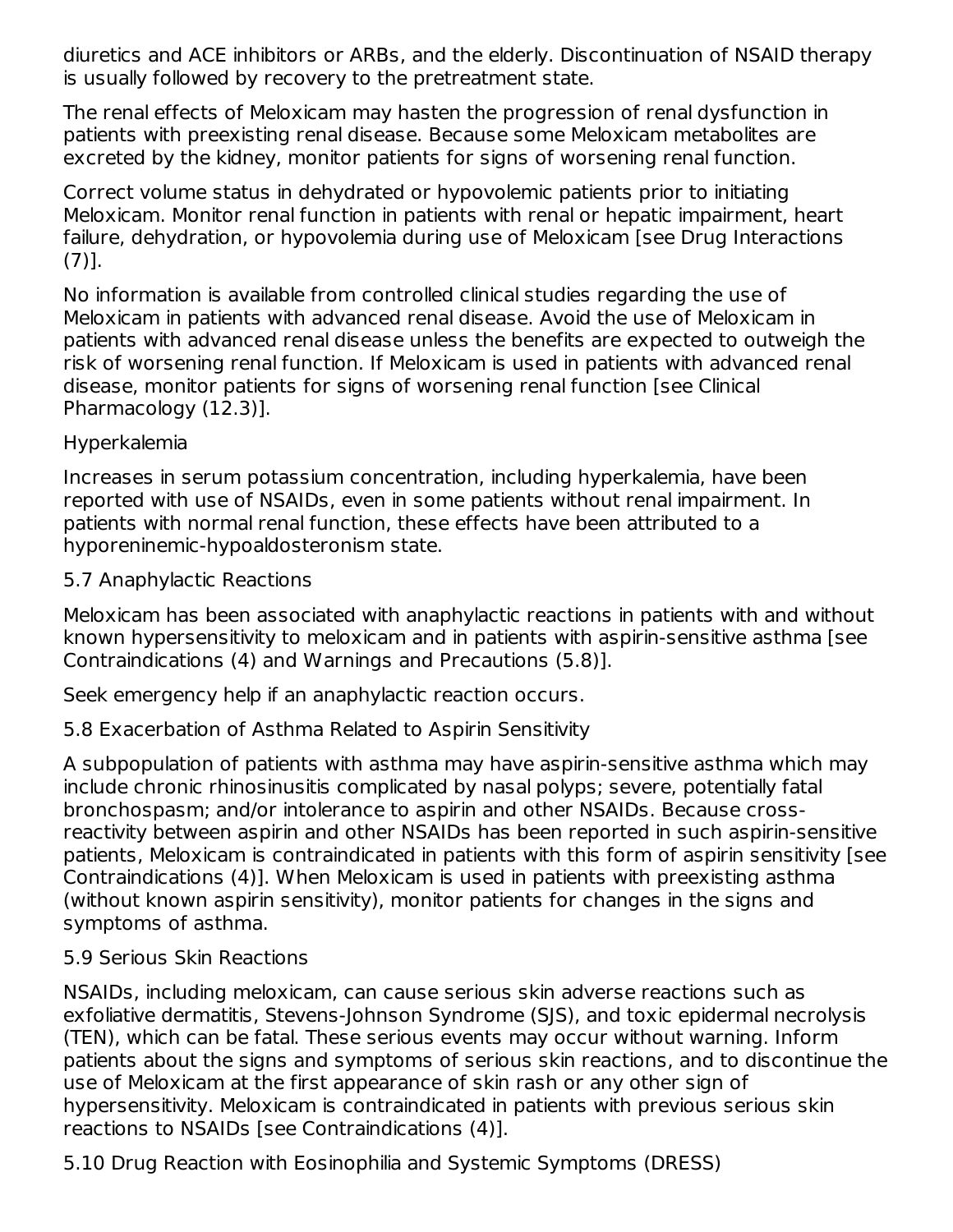diuretics and ACE inhibitors or ARBs, and the elderly. Discontinuation of NSAID therapy is usually followed by recovery to the pretreatment state.

The renal effects of Meloxicam may hasten the progression of renal dysfunction in patients with preexisting renal disease. Because some Meloxicam metabolites are excreted by the kidney, monitor patients for signs of worsening renal function.

Correct volume status in dehydrated or hypovolemic patients prior to initiating Meloxicam. Monitor renal function in patients with renal or hepatic impairment, heart failure, dehydration, or hypovolemia during use of Meloxicam [see Drug Interactions (7)].

No information is available from controlled clinical studies regarding the use of Meloxicam in patients with advanced renal disease. Avoid the use of Meloxicam in patients with advanced renal disease unless the benefits are expected to outweigh the risk of worsening renal function. If Meloxicam is used in patients with advanced renal disease, monitor patients for signs of worsening renal function [see Clinical Pharmacology (12.3)].

Hyperkalemia

Increases in serum potassium concentration, including hyperkalemia, have been reported with use of NSAIDs, even in some patients without renal impairment. In patients with normal renal function, these effects have been attributed to a hyporeninemic-hypoaldosteronism state.

### 5.7 Anaphylactic Reactions

Meloxicam has been associated with anaphylactic reactions in patients with and without known hypersensitivity to meloxicam and in patients with aspirin-sensitive asthma [see Contraindications (4) and Warnings and Precautions (5.8)].

Seek emergency help if an anaphylactic reaction occurs.

### 5.8 Exacerbation of Asthma Related to Aspirin Sensitivity

A subpopulation of patients with asthma may have aspirin-sensitive asthma which may include chronic rhinosinusitis complicated by nasal polyps; severe, potentially fatal bronchospasm; and/or intolerance to aspirin and other NSAIDs. Because cross-reactivity between aspirin and other NSAIDs has been reported in such aspirin-sensitive patients, Meloxicam is contraindicated in patients with this form of aspirin sensitivity [see Contraindications (4)]. When Meloxicam is used in patients with preexisting asthma (without known aspirin sensitivity), monitor patients for changes in the signs and symptoms of asthma.

### 5.9 Serious Skin Reactions

NSAIDs, including meloxicam, can cause serious skin adverse reactions such as exfoliative dermatitis, Stevens-Johnson Syndrome (SJS), and toxic epidermal necrolysis (TEN), which can be fatal. These serious events may occur without warning. Inform patients about the signs and symptoms of serious skin reactions, and to discontinue the use of Meloxicam at the first appearance of skin rash or any other sign of hypersensitivity. Meloxicam is contraindicated in patients with previous serious skin reactions to NSAIDs [see Contraindications (4)].

### 5.10 Drug Reaction with Eosinophilia and Systemic Symptoms (DRESS)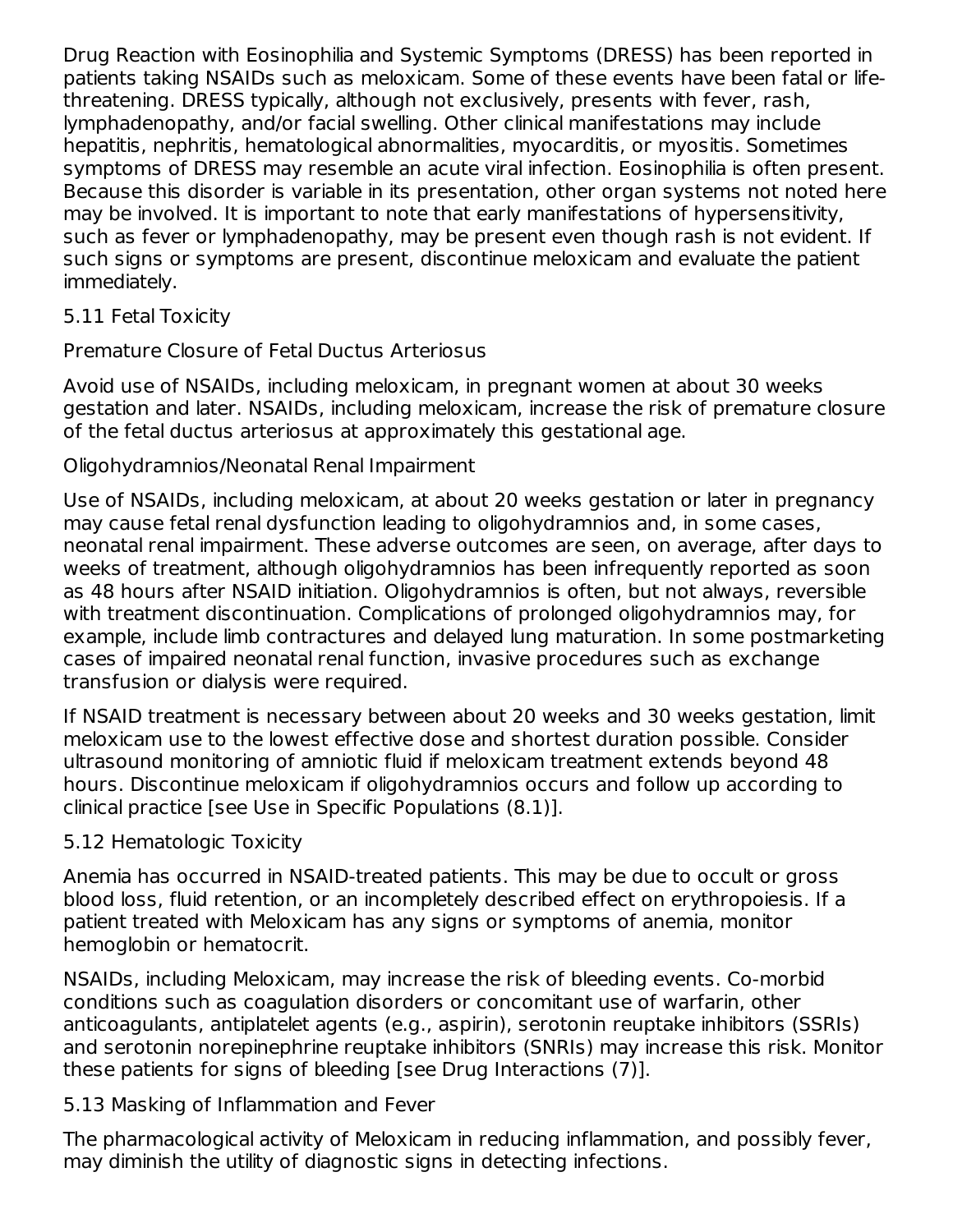Drug Reaction with Eosinophilia and Systemic Symptoms (DRESS) has been reported in patients taking NSAIDs such as meloxicam. Some of these events have been fatal or life-threatening. DRESS typically, although not exclusively, presents with fever, rash, lymphadenopathy, and/or facial swelling. Other clinical manifestations may include hepatitis, nephritis, hematological abnormalities, myocarditis, or myositis. Sometimes symptoms of DRESS may resemble an acute viral infection. Eosinophilia is often present. Because this disorder is variable in its presentation, other organ systems not noted here may be involved. It is important to note that early manifestations of hypersensitivity, such as fever or lymphadenopathy, may be present even though rash is not evident. If such signs or symptoms are present, discontinue meloxicam and evaluate the patient immediately.

### 5.11 Fetal Toxicity

#### Premature Closure of Fetal Ductus Arteriosus

Avoid use of NSAIDs, including meloxicam, in pregnant women at about 30 weeks gestation and later. NSAIDs, including meloxicam, increase the risk of premature closure of the fetal ductus arteriosus at approximately this gestational age.

#### Oligohydramnios/Neonatal Renal Impairment

Use of NSAIDs, including meloxicam, at about 20 weeks gestation or later in pregnancy may cause fetal renal dysfunction leading to oligohydramnios and, in some cases, neonatal renal impairment. These adverse outcomes are seen, on average, after days to weeks of treatment, although oligohydramnios has been infrequently reported as soon as 48 hours after NSAID initiation. Oligohydramnios is often, but not always, reversible with treatment discontinuation. Complications of prolonged oligohydramnios may, for example, include limb contractures and delayed lung maturation. In some postmarketing cases of impaired neonatal renal function, invasive procedures such as exchange transfusion or dialysis were required.

If NSAID treatment is necessary between about 20 weeks and 30 weeks gestation, limit meloxicam use to the lowest effective dose and shortest duration possible. Consider ultrasound monitoring of amniotic fluid if meloxicam treatment extends beyond 48 hours. Discontinue meloxicam if oligohydramnios occurs and follow up according to clinical practice [see Use in Specific Populations (8.1)].

### 5.12 Hematologic Toxicity

Anemia has occurred in NSAID-treated patients. This may be due to occult or gross blood loss, fluid retention, or an incompletely described effect on erythropoiesis. If a patient treated with Meloxicam has any signs or symptoms of anemia, monitor hemoglobin or hematocrit.

NSAIDs, including Meloxicam, may increase the risk of bleeding events. Co-morbid conditions such as coagulation disorders or concomitant use of warfarin, other anticoagulants, antiplatelet agents (e.g., aspirin), serotonin reuptake inhibitors (SSRIs) and serotonin norepinephrine reuptake inhibitors (SNRIs) may increase this risk. Monitor these patients for signs of bleeding [see Drug Interactions (7)].

### 5.13 Masking of Inflammation and Fever

The pharmacological activity of Meloxicam in reducing inflammation, and possibly fever, may diminish the utility of diagnostic signs in detecting infections.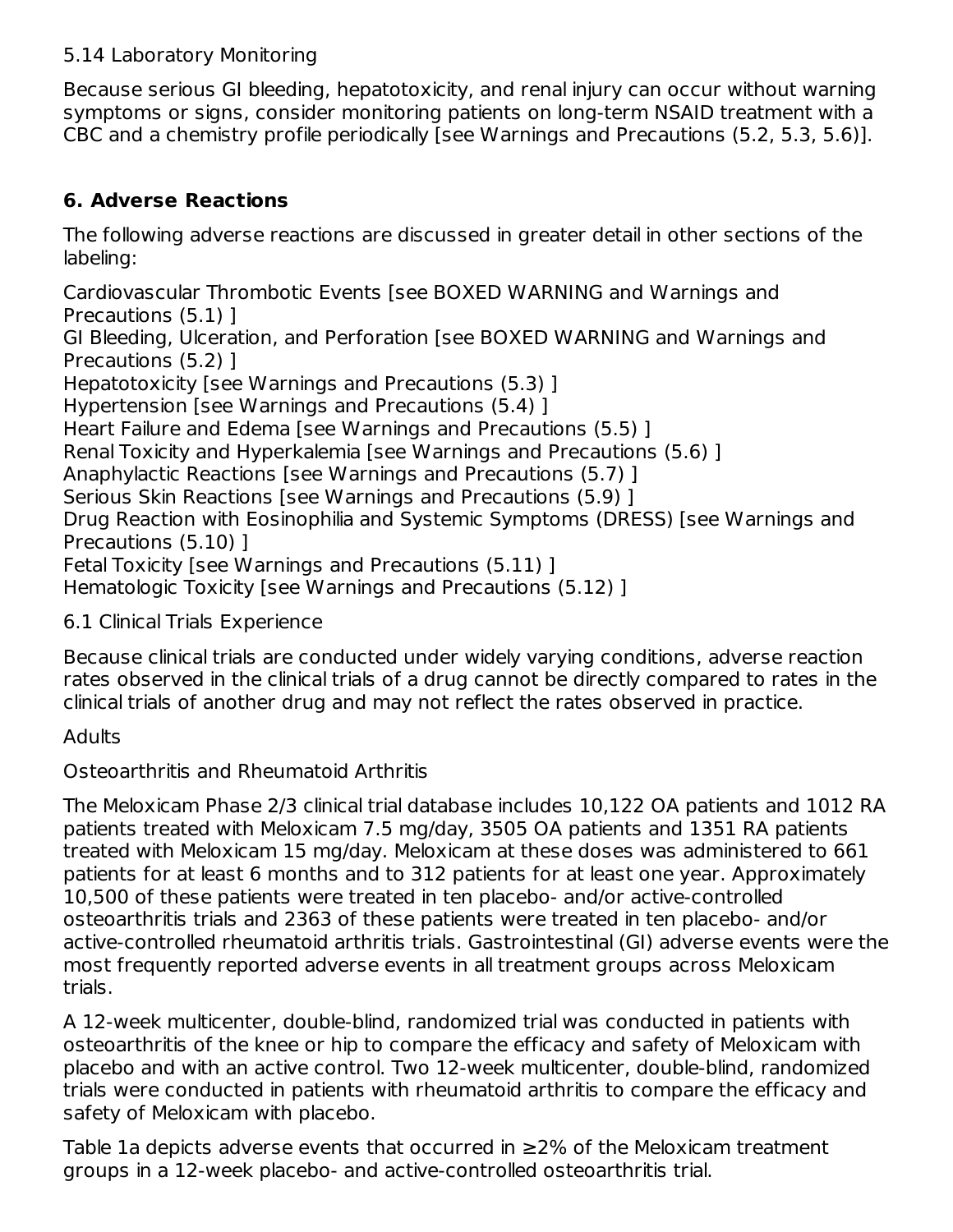### 5.14 Laboratory Monitoring

Because serious GI bleeding, hepatotoxicity, and renal injury can occur without warning symptoms or signs, consider monitoring patients on long-term NSAID treatment with a CBC and a chemistry profile periodically [see Warnings and Precautions (5.2, 5.3, 5.6)].

## 6. Adverse Reactions

The following adverse reactions are discussed in greater detail in other sections of the labeling:

Cardiovascular Thrombotic Events [see BOXED WARNING and Warnings and Precautions (5.1) ]
GI Bleeding, Ulceration, and Perforation [see BOXED WARNING and Warnings and Precautions (5.2) ]
Hepatotoxicity [see Warnings and Precautions (5.3) ]
Hypertension [see Warnings and Precautions (5.4) ]
Heart Failure and Edema [see Warnings and Precautions (5.5) ]
Renal Toxicity and Hyperkalemia [see Warnings and Precautions (5.6) ]
Anaphylactic Reactions [see Warnings and Precautions (5.7) ]
Serious Skin Reactions [see Warnings and Precautions (5.9) ]
Drug Reaction with Eosinophilia and Systemic Symptoms (DRESS) [see Warnings and Precautions (5.10) ]
Fetal Toxicity [see Warnings and Precautions (5.11) ]
Hematologic Toxicity [see Warnings and Precautions (5.12) ]

### 6.1 Clinical Trials Experience

Because clinical trials are conducted under widely varying conditions, adverse reaction rates observed in the clinical trials of a drug cannot be directly compared to rates in the clinical trials of another drug and may not reflect the rates observed in practice.

Adults

Osteoarthritis and Rheumatoid Arthritis

The Meloxicam Phase 2/3 clinical trial database includes 10,122 OA patients and 1012 RA patients treated with Meloxicam 7.5 mg/day, 3505 OA patients and 1351 RA patients treated with Meloxicam 15 mg/day. Meloxicam at these doses was administered to 661 patients for at least 6 months and to 312 patients for at least one year. Approximately 10,500 of these patients were treated in ten placebo- and/or active-controlled osteoarthritis trials and 2363 of these patients were treated in ten placebo- and/or active-controlled rheumatoid arthritis trials. Gastrointestinal (GI) adverse events were the most frequently reported adverse events in all treatment groups across Meloxicam trials.

A 12-week multicenter, double-blind, randomized trial was conducted in patients with osteoarthritis of the knee or hip to compare the efficacy and safety of Meloxicam with placebo and with an active control. Two 12-week multicenter, double-blind, randomized trials were conducted in patients with rheumatoid arthritis to compare the efficacy and safety of Meloxicam with placebo.

Table 1a depicts adverse events that occurred in ≥2% of the Meloxicam treatment groups in a 12-week placebo- and active-controlled osteoarthritis trial.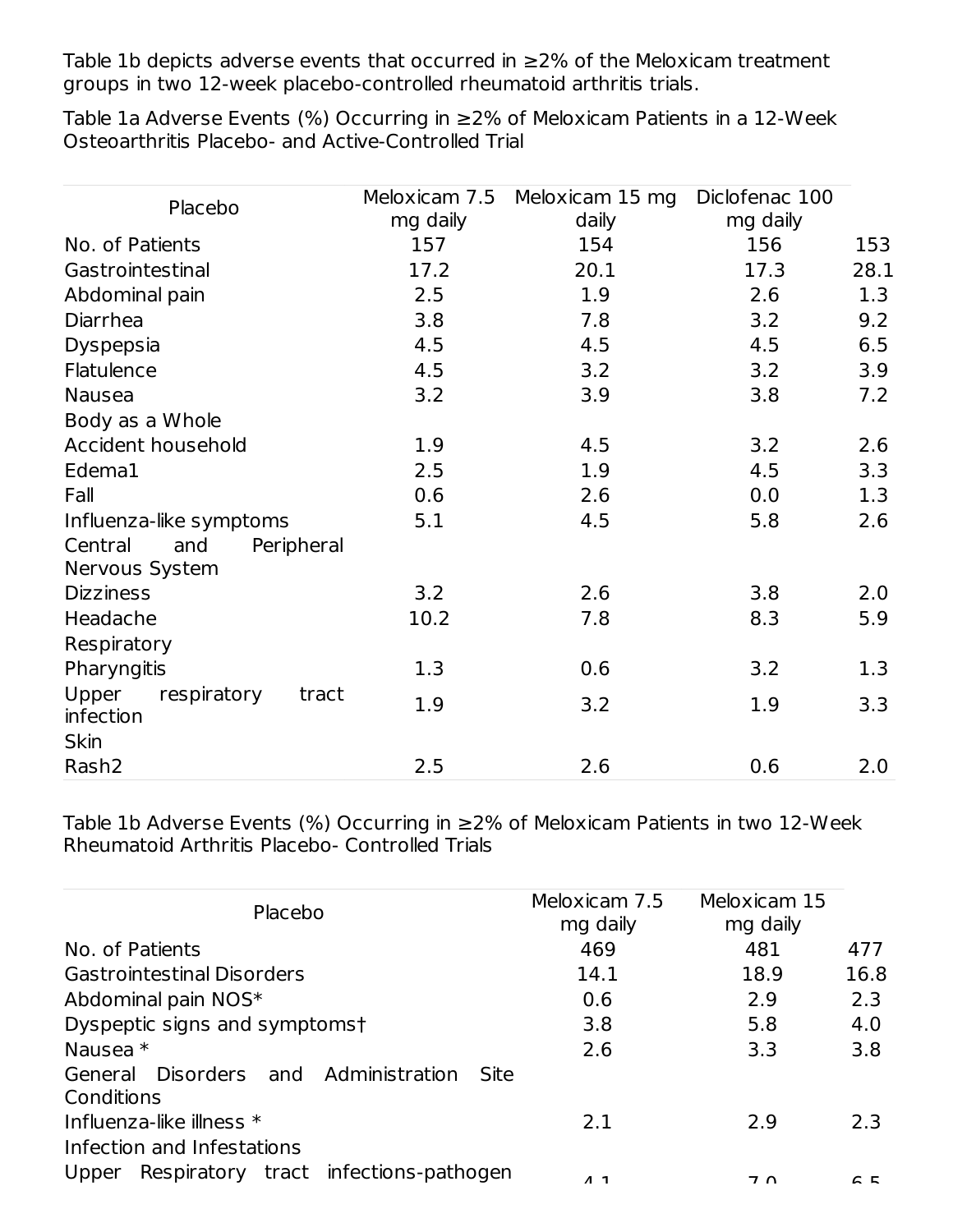Table 1b depicts adverse events that occurred in ≥2% of the Meloxicam treatment groups in two 12-week placebo-controlled rheumatoid arthritis trials.

Table 1a Adverse Events (%) Occurring in ≥2% of Meloxicam Patients in a 12-Week Osteoarthritis Placebo- and Active-Controlled Trial

| Placebo | Meloxicam 7.5 mg daily | Meloxicam 15 mg daily | Diclofenac 100 mg daily | |
|---|---|---|---|---|
| No. of Patients | 157 | 154 | 156 | 153 |
| Gastrointestinal | 17.2 | 20.1 | 17.3 | 28.1 |
| Abdominal pain | 2.5 | 1.9 | 2.6 | 1.3 |
| Diarrhea | 3.8 | 7.8 | 3.2 | 9.2 |
| Dyspepsia | 4.5 | 4.5 | 4.5 | 6.5 |
| Flatulence | 4.5 | 3.2 | 3.2 | 3.9 |
| Nausea | 3.2 | 3.9 | 3.8 | 7.2 |
| Body as a Whole | | | | |
| Accident household | 1.9 | 4.5 | 3.2 | 2.6 |
| Edema1 | 2.5 | 1.9 | 4.5 | 3.3 |
| Fall | 0.6 | 2.6 | 0.0 | 1.3 |
| Influenza-like symptoms | 5.1 | 4.5 | 5.8 | 2.6 |
| Central and Peripheral Nervous System | | | | |
| Dizziness | 3.2 | 2.6 | 3.8 | 2.0 |
| Headache | 10.2 | 7.8 | 8.3 | 5.9 |
| Respiratory | | | | |
| Pharyngitis | 1.3 | 0.6 | 3.2 | 1.3 |
| Upper respiratory tract infection | 1.9 | 3.2 | 1.9 | 3.3 |
| Skin | | | | |
| Rash2 | 2.5 | 2.6 | 0.6 | 2.0 |

Table 1b Adverse Events (%) Occurring in ≥2% of Meloxicam Patients in two 12-Week Rheumatoid Arthritis Placebo- Controlled Trials

| Placebo | Meloxicam 7.5 mg daily | Meloxicam 15 mg daily | |
|---|---|---|---|
| No. of Patients | 469 | 481 | 477 |
| Gastrointestinal Disorders | 14.1 | 18.9 | 16.8 |
| Abdominal pain NOS* | 0.6 | 2.9 | 2.3 |
| Dyspeptic signs and symptoms† | 3.8 | 5.8 | 4.0 |
| Nausea * | 2.6 | 3.3 | 3.8 |
| General Disorders and Administration Site Conditions | | | |
| Influenza-like illness * | 2.1 | 2.9 | 2.3 |
| Infection and Infestations | | | |
| Upper Respiratory tract infections-pathogen | 4.1 | 7.0 | 6.5 |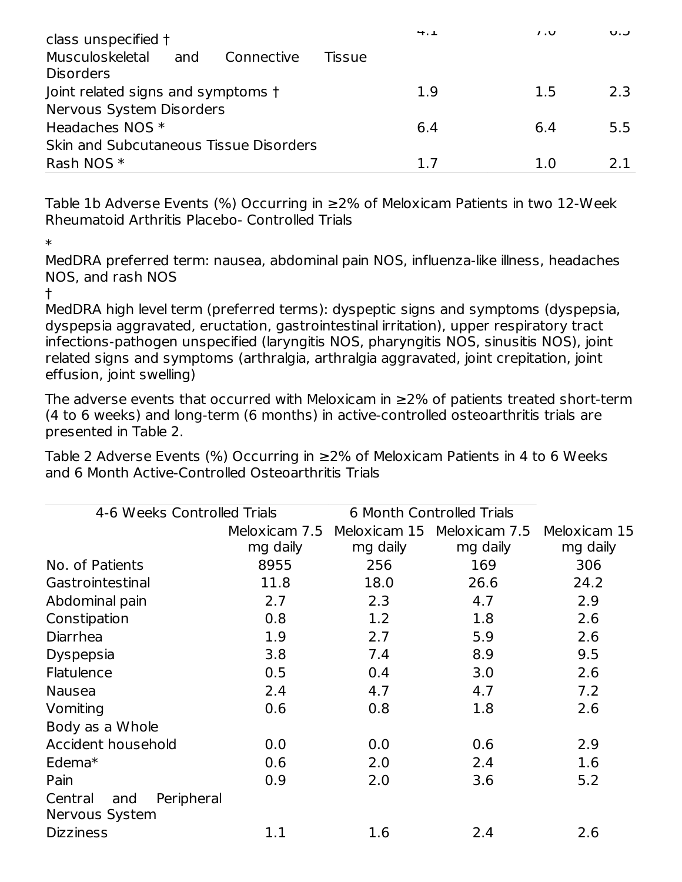| | | | |
|---|---|---|---|
| class unspecified † | 4.1 | 7.0 | 6.5 |
| Musculoskeletal and Connective Tissue Disorders | | | |
| Joint related signs and symptoms † | 1.9 | 1.5 | 2.3 |
| Nervous System Disorders | | | |
| Headaches NOS * | 6.4 | 6.4 | 5.5 |
| Skin and Subcutaneous Tissue Disorders | | | |
| Rash NOS * | 1.7 | 1.0 | 2.1 |

Table 1b Adverse Events (%) Occurring in ≥2% of Meloxicam Patients in two 12-Week Rheumatoid Arthritis Placebo- Controlled Trials

*
MedDRA preferred term: nausea, abdominal pain NOS, influenza-like illness, headaches NOS, and rash NOS

†
MedDRA high level term (preferred terms): dyspeptic signs and symptoms (dyspepsia, dyspepsia aggravated, eructation, gastrointestinal irritation), upper respiratory tract infections-pathogen unspecified (laryngitis NOS, pharyngitis NOS, sinusitis NOS), joint related signs and symptoms (arthralgia, arthralgia aggravated, joint crepitation, joint effusion, joint swelling)

The adverse events that occurred with Meloxicam in ≥2% of patients treated short-term (4 to 6 weeks) and long-term (6 months) in active-controlled osteoarthritis trials are presented in Table 2.

Table 2 Adverse Events (%) Occurring in ≥2% of Meloxicam Patients in 4 to 6 Weeks and 6 Month Active-Controlled Osteoarthritis Trials

| | 4-6 Weeks Controlled Trials | | 6 Month Controlled Trials | |
|---|---|---|---|---|
| | Meloxicam 7.5 mg daily | Meloxicam 15 mg daily | Meloxicam 7.5 mg daily | Meloxicam 15 mg daily |
| No. of Patients | 8955 | 256 | 169 | 306 |
| Gastrointestinal | 11.8 | 18.0 | 26.6 | 24.2 |
| Abdominal pain | 2.7 | 2.3 | 4.7 | 2.9 |
| Constipation | 0.8 | 1.2 | 1.8 | 2.6 |
| Diarrhea | 1.9 | 2.7 | 5.9 | 2.6 |
| Dyspepsia | 3.8 | 7.4 | 8.9 | 9.5 |
| Flatulence | 0.5 | 0.4 | 3.0 | 2.6 |
| Nausea | 2.4 | 4.7 | 4.7 | 7.2 |
| Vomiting | 0.6 | 0.8 | 1.8 | 2.6 |
| Body as a Whole | | | | |
| Accident household | 0.0 | 0.0 | 0.6 | 2.9 |
| Edema* | 0.6 | 2.0 | 2.4 | 1.6 |
| Pain | 0.9 | 2.0 | 3.6 | 5.2 |
| Central and Peripheral Nervous System | | | | |
| Dizziness | 1.1 | 1.6 | 2.4 | 2.6 |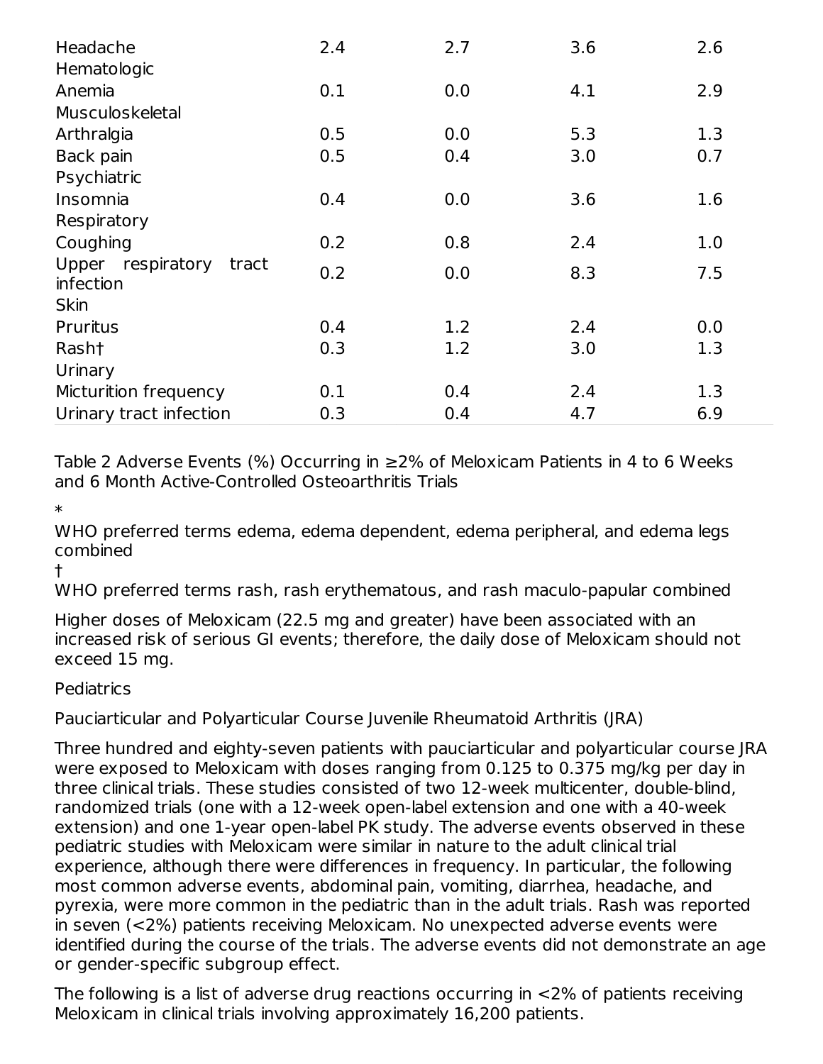| | | | | |
|---|---|---|---|---|
| Headache | 2.4 | 2.7 | 3.6 | 2.6 |
| Hematologic | | | | |
| Anemia | 0.1 | 0.0 | 4.1 | 2.9 |
| Musculoskeletal | | | | |
| Arthralgia | 0.5 | 0.0 | 5.3 | 1.3 |
| Back pain | 0.5 | 0.4 | 3.0 | 0.7 |
| Psychiatric | | | | |
| Insomnia | 0.4 | 0.0 | 3.6 | 1.6 |
| Respiratory | | | | |
| Coughing | 0.2 | 0.8 | 2.4 | 1.0 |
| Upper respiratory tract infection | 0.2 | 0.0 | 8.3 | 7.5 |
| Skin | | | | |
| Pruritus | 0.4 | 1.2 | 2.4 | 0.0 |
| Rash† | 0.3 | 1.2 | 3.0 | 1.3 |
| Urinary | | | | |
| Micturition frequency | 0.1 | 0.4 | 2.4 | 1.3 |
| Urinary tract infection | 0.3 | 0.4 | 4.7 | 6.9 |

Table 2 Adverse Events (%) Occurring in ≥2% of Meloxicam Patients in 4 to 6 Weeks and 6 Month Active-Controlled Osteoarthritis Trials

*

WHO preferred terms edema, edema dependent, edema peripheral, and edema legs combined

†

WHO preferred terms rash, rash erythematous, and rash maculo-papular combined

Higher doses of Meloxicam (22.5 mg and greater) have been associated with an increased risk of serious GI events; therefore, the daily dose of Meloxicam should not exceed 15 mg.

Pediatrics

Pauciarticular and Polyarticular Course Juvenile Rheumatoid Arthritis (JRA)

Three hundred and eighty-seven patients with pauciarticular and polyarticular course JRA were exposed to Meloxicam with doses ranging from 0.125 to 0.375 mg/kg per day in three clinical trials. These studies consisted of two 12-week multicenter, double-blind, randomized trials (one with a 12-week open-label extension and one with a 40-week extension) and one 1-year open-label PK study. The adverse events observed in these pediatric studies with Meloxicam were similar in nature to the adult clinical trial experience, although there were differences in frequency. In particular, the following most common adverse events, abdominal pain, vomiting, diarrhea, headache, and pyrexia, were more common in the pediatric than in the adult trials. Rash was reported in seven (<2%) patients receiving Meloxicam. No unexpected adverse events were identified during the course of the trials. The adverse events did not demonstrate an age or gender-specific subgroup effect.

The following is a list of adverse drug reactions occurring in <2% of patients receiving Meloxicam in clinical trials involving approximately 16,200 patients.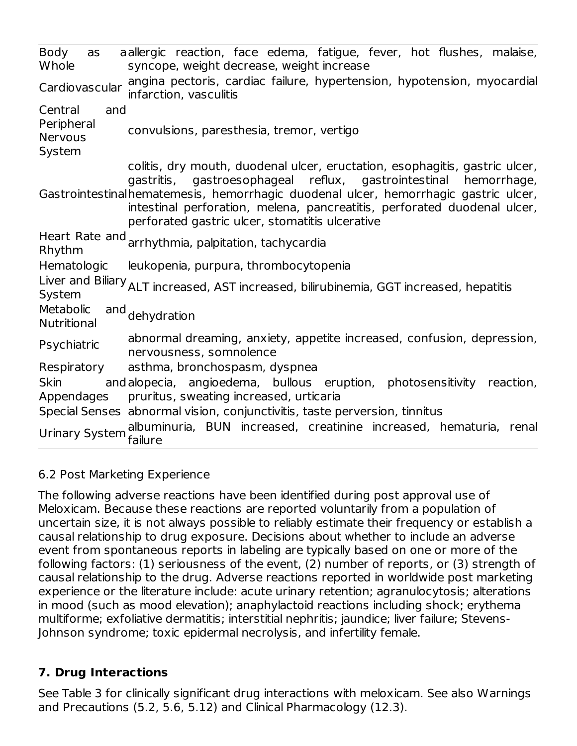| | |
|---|---|
| Body as a Whole | allergic reaction, face edema, fatigue, fever, hot flushes, malaise, syncope, weight decrease, weight increase |
| Cardiovascular | angina pectoris, cardiac failure, hypertension, hypotension, myocardial infarction, vasculitis |
| Central and Peripheral Nervous System | convulsions, paresthesia, tremor, vertigo |
| Gastrointestinal | colitis, dry mouth, duodenal ulcer, eructation, esophagitis, gastric ulcer, gastritis, gastroesophageal reflux, gastrointestinal hemorrhage, hematemesis, hemorrhagic duodenal ulcer, hemorrhagic gastric ulcer, intestinal perforation, melena, pancreatitis, perforated duodenal ulcer, perforated gastric ulcer, stomatitis ulcerative |
| Heart Rate and Rhythm | arrhythmia, palpitation, tachycardia |
| Hematologic | leukopenia, purpura, thrombocytopenia |
| Liver and Biliary System | ALT increased, AST increased, bilirubinemia, GGT increased, hepatitis |
| Metabolic and Nutritional | dehydration |
| Psychiatric | abnormal dreaming, anxiety, appetite increased, confusion, depression, nervousness, somnolence |
| Respiratory | asthma, bronchospasm, dyspnea |
| Skin and Appendages | alopecia, angioedema, bullous eruption, photosensitivity reaction, pruritus, sweating increased, urticaria |
| Special Senses | abnormal vision, conjunctivitis, taste perversion, tinnitus |
| Urinary System | albuminuria, BUN increased, creatinine increased, hematuria, renal failure |

### 6.2 Post Marketing Experience

The following adverse reactions have been identified during post approval use of Meloxicam. Because these reactions are reported voluntarily from a population of uncertain size, it is not always possible to reliably estimate their frequency or establish a causal relationship to drug exposure. Decisions about whether to include an adverse event from spontaneous reports in labeling are typically based on one or more of the following factors: (1) seriousness of the event, (2) number of reports, or (3) strength of causal relationship to the drug. Adverse reactions reported in worldwide post marketing experience or the literature include: acute urinary retention; agranulocytosis; alterations in mood (such as mood elevation); anaphylactoid reactions including shock; erythema multiforme; exfoliative dermatitis; interstitial nephritis; jaundice; liver failure; Stevens-Johnson syndrome; toxic epidermal necrolysis, and infertility female.

## 7. Drug Interactions

See Table 3 for clinically significant drug interactions with meloxicam. See also Warnings and Precautions (5.2, 5.6, 5.12) and Clinical Pharmacology (12.3).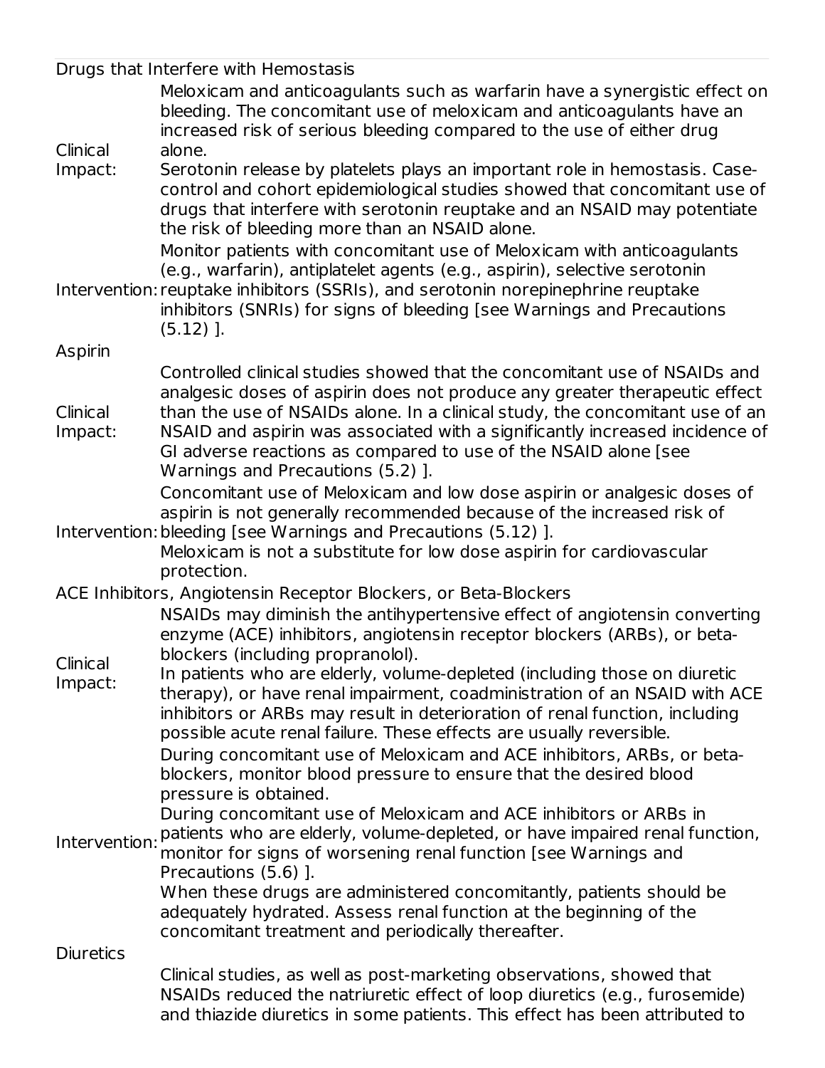| Drugs that Interfere with Hemostasis | |
|---|---|
| Clinical Impact: | Meloxicam and anticoagulants such as warfarin have a synergistic effect on bleeding. The concomitant use of meloxicam and anticoagulants have an increased risk of serious bleeding compared to the use of either drug alone.<br>Serotonin release by platelets plays an important role in hemostasis. Case-control and cohort epidemiological studies showed that concomitant use of drugs that interfere with serotonin reuptake and an NSAID may potentiate the risk of bleeding more than an NSAID alone. |
| Intervention: | Monitor patients with concomitant use of Meloxicam with anticoagulants (e.g., warfarin), antiplatelet agents (e.g., aspirin), selective serotonin reuptake inhibitors (SSRIs), and serotonin norepinephrine reuptake inhibitors (SNRIs) for signs of bleeding [see Warnings and Precautions (5.12) ]. |
| **Aspirin** | |
| Clinical Impact: | Controlled clinical studies showed that the concomitant use of NSAIDs and analgesic doses of aspirin does not produce any greater therapeutic effect than the use of NSAIDs alone. In a clinical study, the concomitant use of an NSAID and aspirin was associated with a significantly increased incidence of GI adverse reactions as compared to use of the NSAID alone [see Warnings and Precautions (5.2) ]. |
| Intervention: | Concomitant use of Meloxicam and low dose aspirin or analgesic doses of aspirin is not generally recommended because of the increased risk of bleeding [see Warnings and Precautions (5.12) ].<br>Meloxicam is not a substitute for low dose aspirin for cardiovascular protection. |
| **ACE Inhibitors, Angiotensin Receptor Blockers, or Beta-Blockers** | |
| Clinical Impact: | NSAIDs may diminish the antihypertensive effect of angiotensin converting enzyme (ACE) inhibitors, angiotensin receptor blockers (ARBs), or beta-blockers (including propranolol).<br>In patients who are elderly, volume-depleted (including those on diuretic therapy), or have renal impairment, coadministration of an NSAID with ACE inhibitors or ARBs may result in deterioration of renal function, including possible acute renal failure. These effects are usually reversible. |
| Intervention: | During concomitant use of Meloxicam and ACE inhibitors, ARBs, or beta-blockers, monitor blood pressure to ensure that the desired blood pressure is obtained.<br>During concomitant use of Meloxicam and ACE inhibitors or ARBs in patients who are elderly, volume-depleted, or have impaired renal function, monitor for signs of worsening renal function [see Warnings and Precautions (5.6) ].<br>When these drugs are administered concomitantly, patients should be adequately hydrated. Assess renal function at the beginning of the concomitant treatment and periodically thereafter. |
| **Diuretics** | |
| | Clinical studies, as well as post-marketing observations, showed that NSAIDs reduced the natriuretic effect of loop diuretics (e.g., furosemide) and thiazide diuretics in some patients. This effect has been attributed to |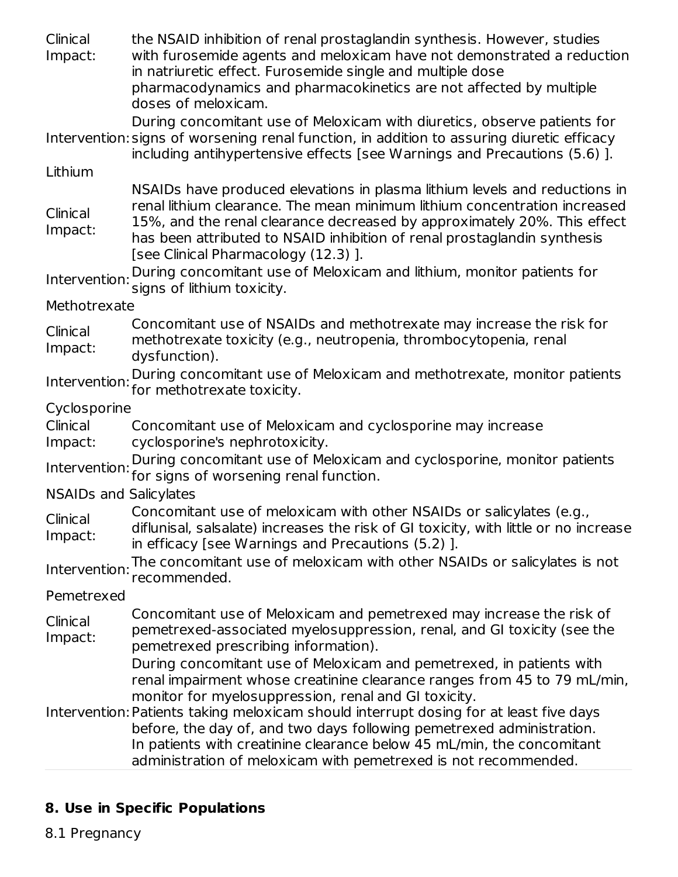| | |
|---|---|
| Clinical Impact: | the NSAID inhibition of renal prostaglandin synthesis. However, studies with furosemide agents and meloxicam have not demonstrated a reduction in natriuretic effect. Furosemide single and multiple dose pharmacodynamics and pharmacokinetics are not affected by multiple doses of meloxicam. |
| Intervention: | During concomitant use of Meloxicam with diuretics, observe patients for signs of worsening renal function, in addition to assuring diuretic efficacy including antihypertensive effects [see Warnings and Precautions (5.6) ]. |
| **Lithium** | |
| Clinical Impact: | NSAIDs have produced elevations in plasma lithium levels and reductions in renal lithium clearance. The mean minimum lithium concentration increased 15%, and the renal clearance decreased by approximately 20%. This effect has been attributed to NSAID inhibition of renal prostaglandin synthesis [see Clinical Pharmacology (12.3) ]. |
| Intervention: | During concomitant use of Meloxicam and lithium, monitor patients for signs of lithium toxicity. |
| **Methotrexate** | |
| Clinical Impact: | Concomitant use of NSAIDs and methotrexate may increase the risk for methotrexate toxicity (e.g., neutropenia, thrombocytopenia, renal dysfunction). |
| Intervention: | During concomitant use of Meloxicam and methotrexate, monitor patients for methotrexate toxicity. |
| **Cyclosporine** | |
| Clinical Impact: | Concomitant use of Meloxicam and cyclosporine may increase cyclosporine's nephrotoxicity. |
| Intervention: | During concomitant use of Meloxicam and cyclosporine, monitor patients for signs of worsening renal function. |
| **NSAIDs and Salicylates** | |
| Clinical Impact: | Concomitant use of meloxicam with other NSAIDs or salicylates (e.g., diflunisal, salsalate) increases the risk of GI toxicity, with little or no increase in efficacy [see Warnings and Precautions (5.2) ]. |
| Intervention: | The concomitant use of meloxicam with other NSAIDs or salicylates is not recommended. |
| **Pemetrexed** | |
| Clinical Impact: | Concomitant use of Meloxicam and pemetrexed may increase the risk of pemetrexed-associated myelosuppression, renal, and GI toxicity (see the pemetrexed prescribing information). |
| Intervention: | During concomitant use of Meloxicam and pemetrexed, in patients with renal impairment whose creatinine clearance ranges from 45 to 79 mL/min, monitor for myelosuppression, renal and GI toxicity. Patients taking meloxicam should interrupt dosing for at least five days before, the day of, and two days following pemetrexed administration. In patients with creatinine clearance below 45 mL/min, the concomitant administration of meloxicam with pemetrexed is not recommended. |

## 8. Use in Specific Populations

8.1 Pregnancy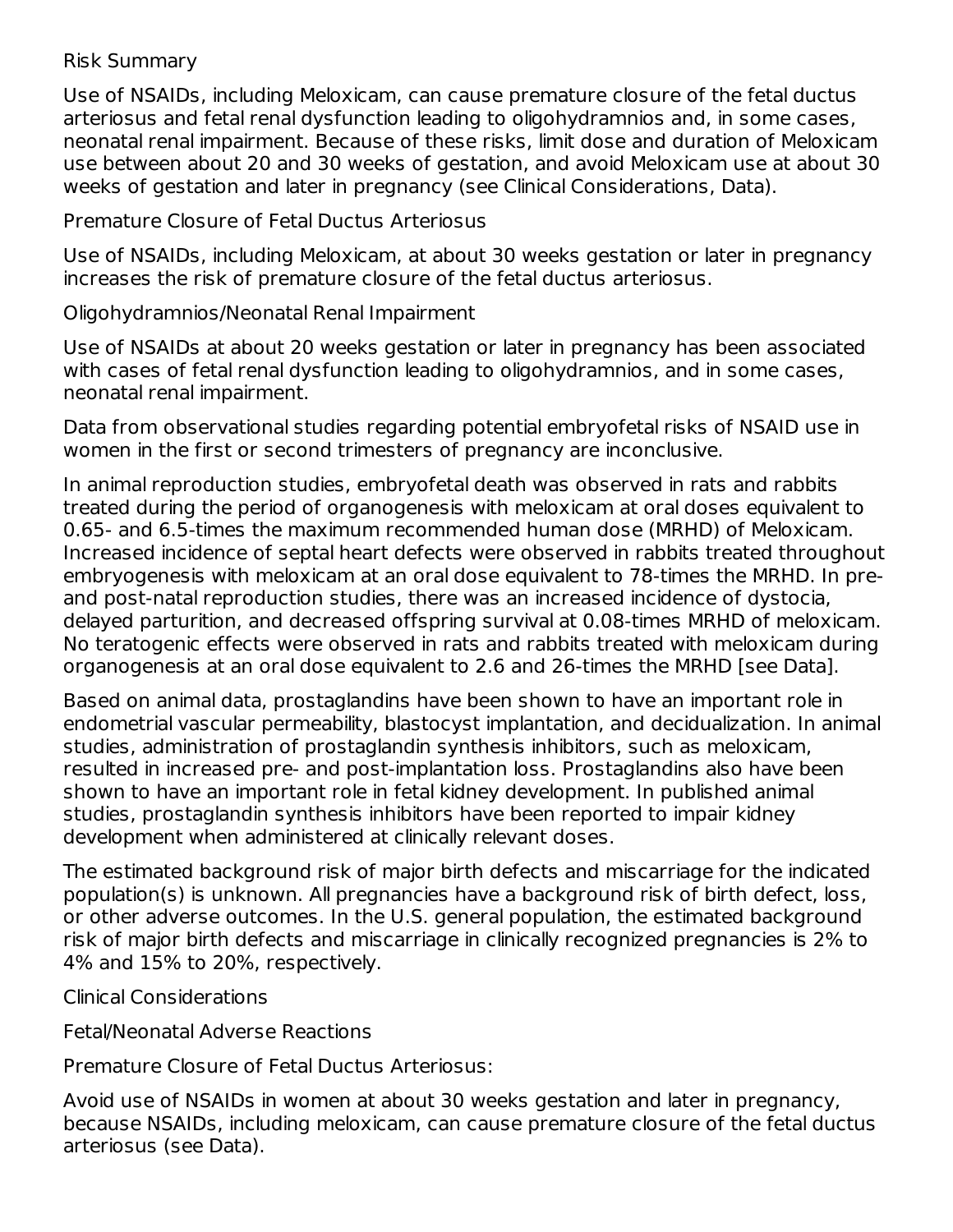Risk Summary

Use of NSAIDs, including Meloxicam, can cause premature closure of the fetal ductus arteriosus and fetal renal dysfunction leading to oligohydramnios and, in some cases, neonatal renal impairment. Because of these risks, limit dose and duration of Meloxicam use between about 20 and 30 weeks of gestation, and avoid Meloxicam use at about 30 weeks of gestation and later in pregnancy (see Clinical Considerations, Data).

Premature Closure of Fetal Ductus Arteriosus

Use of NSAIDs, including Meloxicam, at about 30 weeks gestation or later in pregnancy increases the risk of premature closure of the fetal ductus arteriosus.

Oligohydramnios/Neonatal Renal Impairment

Use of NSAIDs at about 20 weeks gestation or later in pregnancy has been associated with cases of fetal renal dysfunction leading to oligohydramnios, and in some cases, neonatal renal impairment.

Data from observational studies regarding potential embryofetal risks of NSAID use in women in the first or second trimesters of pregnancy are inconclusive.

In animal reproduction studies, embryofetal death was observed in rats and rabbits treated during the period of organogenesis with meloxicam at oral doses equivalent to 0.65- and 6.5-times the maximum recommended human dose (MRHD) of Meloxicam. Increased incidence of septal heart defects were observed in rabbits treated throughout embryogenesis with meloxicam at an oral dose equivalent to 78-times the MRHD. In pre- and post-natal reproduction studies, there was an increased incidence of dystocia, delayed parturition, and decreased offspring survival at 0.08-times MRHD of meloxicam. No teratogenic effects were observed in rats and rabbits treated with meloxicam during organogenesis at an oral dose equivalent to 2.6 and 26-times the MRHD [see Data].

Based on animal data, prostaglandins have been shown to have an important role in endometrial vascular permeability, blastocyst implantation, and decidualization. In animal studies, administration of prostaglandin synthesis inhibitors, such as meloxicam, resulted in increased pre- and post-implantation loss. Prostaglandins also have been shown to have an important role in fetal kidney development. In published animal studies, prostaglandin synthesis inhibitors have been reported to impair kidney development when administered at clinically relevant doses.

The estimated background risk of major birth defects and miscarriage for the indicated population(s) is unknown. All pregnancies have a background risk of birth defect, loss, or other adverse outcomes. In the U.S. general population, the estimated background risk of major birth defects and miscarriage in clinically recognized pregnancies is 2% to 4% and 15% to 20%, respectively.

Clinical Considerations

Fetal/Neonatal Adverse Reactions

Premature Closure of Fetal Ductus Arteriosus:

Avoid use of NSAIDs in women at about 30 weeks gestation and later in pregnancy, because NSAIDs, including meloxicam, can cause premature closure of the fetal ductus arteriosus (see Data).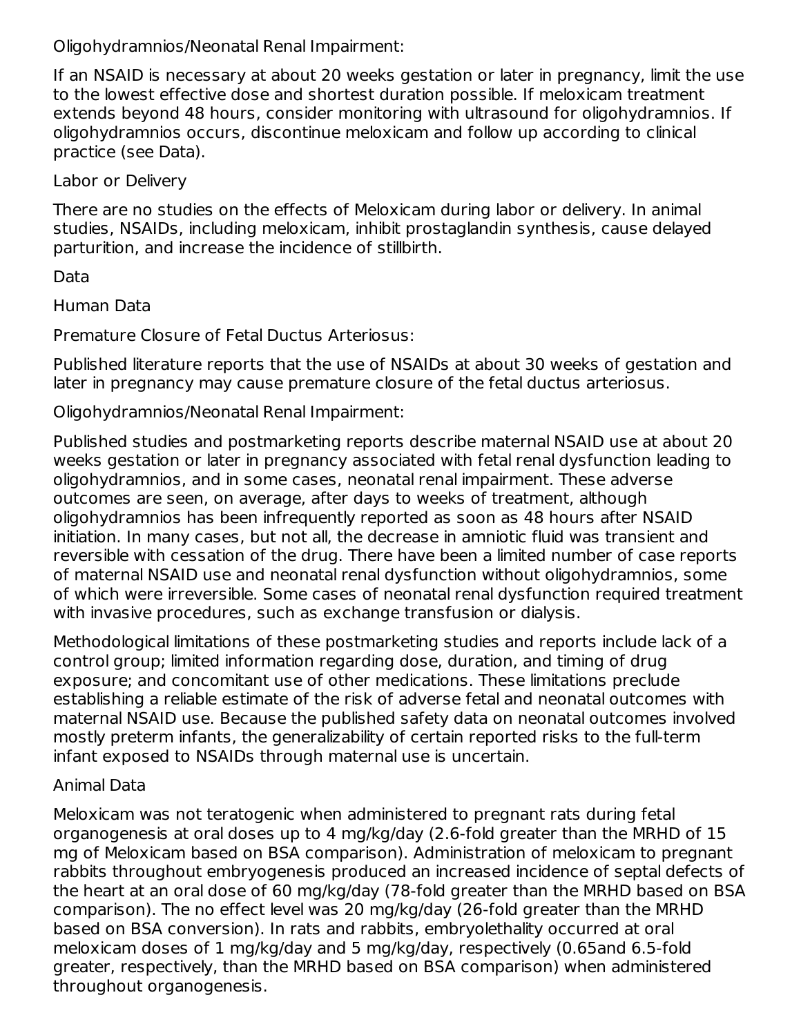Oligohydramnios/Neonatal Renal Impairment:

If an NSAID is necessary at about 20 weeks gestation or later in pregnancy, limit the use to the lowest effective dose and shortest duration possible. If meloxicam treatment extends beyond 48 hours, consider monitoring with ultrasound for oligohydramnios. If oligohydramnios occurs, discontinue meloxicam and follow up according to clinical practice (see Data).

Labor or Delivery

There are no studies on the effects of Meloxicam during labor or delivery. In animal studies, NSAIDs, including meloxicam, inhibit prostaglandin synthesis, cause delayed parturition, and increase the incidence of stillbirth.

Data

Human Data

Premature Closure of Fetal Ductus Arteriosus:

Published literature reports that the use of NSAIDs at about 30 weeks of gestation and later in pregnancy may cause premature closure of the fetal ductus arteriosus.

Oligohydramnios/Neonatal Renal Impairment:

Published studies and postmarketing reports describe maternal NSAID use at about 20 weeks gestation or later in pregnancy associated with fetal renal dysfunction leading to oligohydramnios, and in some cases, neonatal renal impairment. These adverse outcomes are seen, on average, after days to weeks of treatment, although oligohydramnios has been infrequently reported as soon as 48 hours after NSAID initiation. In many cases, but not all, the decrease in amniotic fluid was transient and reversible with cessation of the drug. There have been a limited number of case reports of maternal NSAID use and neonatal renal dysfunction without oligohydramnios, some of which were irreversible. Some cases of neonatal renal dysfunction required treatment with invasive procedures, such as exchange transfusion or dialysis.

Methodological limitations of these postmarketing studies and reports include lack of a control group; limited information regarding dose, duration, and timing of drug exposure; and concomitant use of other medications. These limitations preclude establishing a reliable estimate of the risk of adverse fetal and neonatal outcomes with maternal NSAID use. Because the published safety data on neonatal outcomes involved mostly preterm infants, the generalizability of certain reported risks to the full-term infant exposed to NSAIDs through maternal use is uncertain.

Animal Data

Meloxicam was not teratogenic when administered to pregnant rats during fetal organogenesis at oral doses up to 4 mg/kg/day (2.6-fold greater than the MRHD of 15 mg of Meloxicam based on BSA comparison). Administration of meloxicam to pregnant rabbits throughout embryogenesis produced an increased incidence of septal defects of the heart at an oral dose of 60 mg/kg/day (78-fold greater than the MRHD based on BSA comparison). The no effect level was 20 mg/kg/day (26-fold greater than the MRHD based on BSA conversion). In rats and rabbits, embryolethality occurred at oral meloxicam doses of 1 mg/kg/day and 5 mg/kg/day, respectively (0.65and 6.5-fold greater, respectively, than the MRHD based on BSA comparison) when administered throughout organogenesis.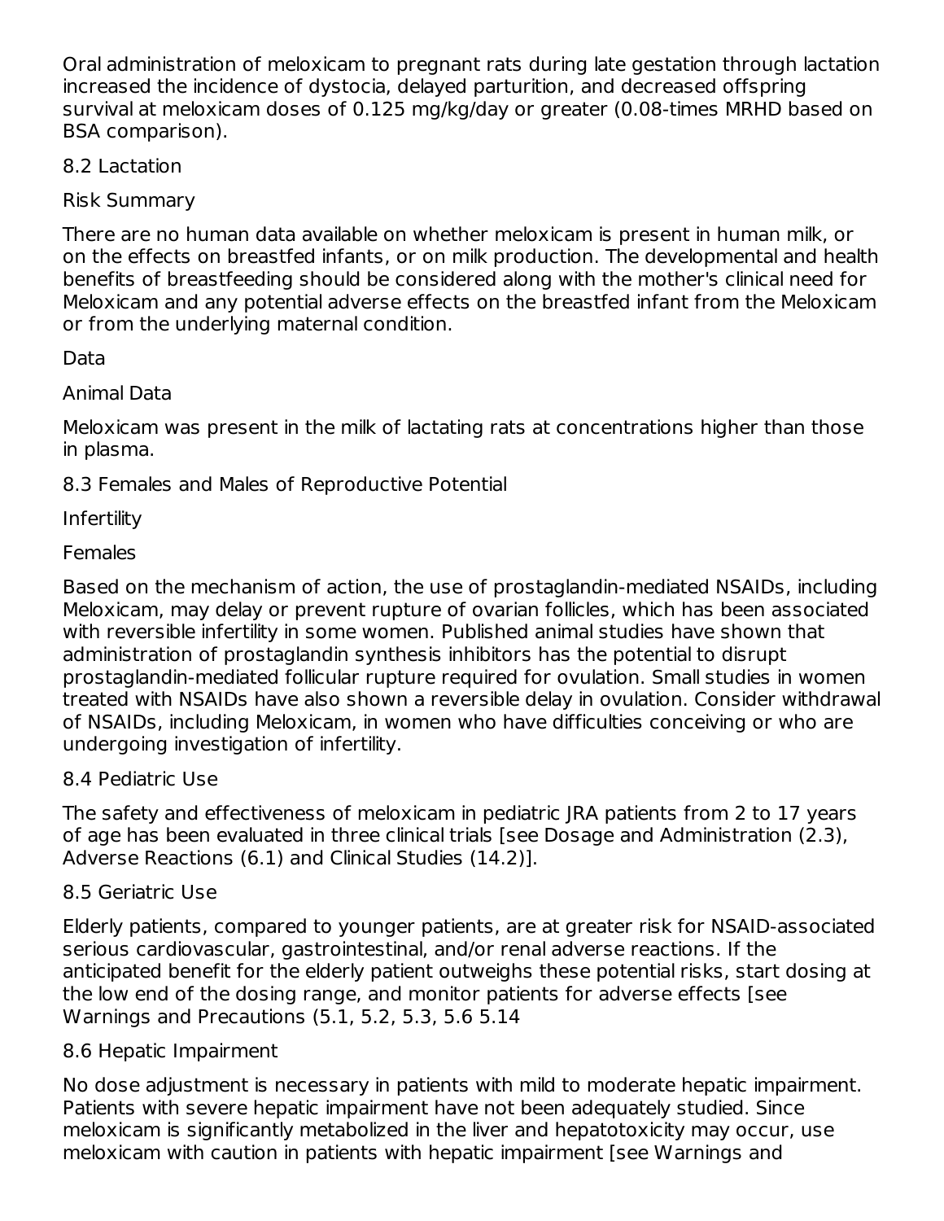Oral administration of meloxicam to pregnant rats during late gestation through lactation increased the incidence of dystocia, delayed parturition, and decreased offspring survival at meloxicam doses of 0.125 mg/kg/day or greater (0.08-times MRHD based on BSA comparison).

## 8.2 Lactation

### Risk Summary

There are no human data available on whether meloxicam is present in human milk, or on the effects on breastfed infants, or on milk production. The developmental and health benefits of breastfeeding should be considered along with the mother's clinical need for Meloxicam and any potential adverse effects on the breastfed infant from the Meloxicam or from the underlying maternal condition.

### Data

#### Animal Data

Meloxicam was present in the milk of lactating rats at concentrations higher than those in plasma.

## 8.3 Females and Males of Reproductive Potential

### Infertility

#### Females

Based on the mechanism of action, the use of prostaglandin-mediated NSAIDs, including Meloxicam, may delay or prevent rupture of ovarian follicles, which has been associated with reversible infertility in some women. Published animal studies have shown that administration of prostaglandin synthesis inhibitors has the potential to disrupt prostaglandin-mediated follicular rupture required for ovulation. Small studies in women treated with NSAIDs have also shown a reversible delay in ovulation. Consider withdrawal of NSAIDs, including Meloxicam, in women who have difficulties conceiving or who are undergoing investigation of infertility.

## 8.4 Pediatric Use

The safety and effectiveness of meloxicam in pediatric JRA patients from 2 to 17 years of age has been evaluated in three clinical trials [see Dosage and Administration (2.3), Adverse Reactions (6.1) and Clinical Studies (14.2)].

## 8.5 Geriatric Use

Elderly patients, compared to younger patients, are at greater risk for NSAID-associated serious cardiovascular, gastrointestinal, and/or renal adverse reactions. If the anticipated benefit for the elderly patient outweighs these potential risks, start dosing at the low end of the dosing range, and monitor patients for adverse effects [see Warnings and Precautions (5.1, 5.2, 5.3, 5.6 5.14

## 8.6 Hepatic Impairment

No dose adjustment is necessary in patients with mild to moderate hepatic impairment. Patients with severe hepatic impairment have not been adequately studied. Since meloxicam is significantly metabolized in the liver and hepatotoxicity may occur, use meloxicam with caution in patients with hepatic impairment [see Warnings and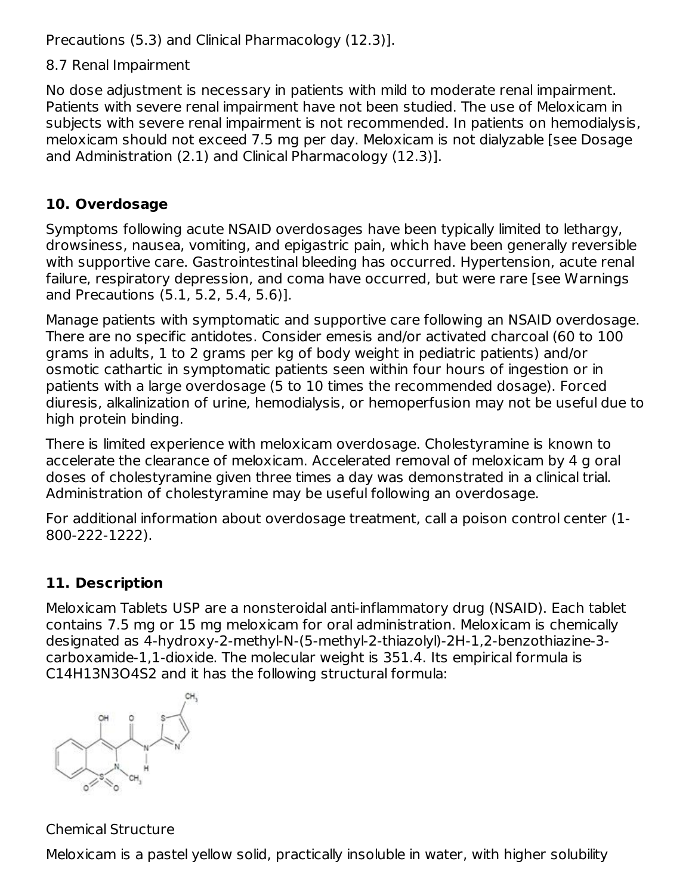Precautions (5.3) and Clinical Pharmacology (12.3)].

8.7 Renal Impairment

No dose adjustment is necessary in patients with mild to moderate renal impairment. Patients with severe renal impairment have not been studied. The use of Meloxicam in subjects with severe renal impairment is not recommended. In patients on hemodialysis, meloxicam should not exceed 7.5 mg per day. Meloxicam is not dialyzable [see Dosage and Administration (2.1) and Clinical Pharmacology (12.3)].

## 10. Overdosage

Symptoms following acute NSAID overdosages have been typically limited to lethargy, drowsiness, nausea, vomiting, and epigastric pain, which have been generally reversible with supportive care. Gastrointestinal bleeding has occurred. Hypertension, acute renal failure, respiratory depression, and coma have occurred, but were rare [see Warnings and Precautions (5.1, 5.2, 5.4, 5.6)].

Manage patients with symptomatic and supportive care following an NSAID overdosage. There are no specific antidotes. Consider emesis and/or activated charcoal (60 to 100 grams in adults, 1 to 2 grams per kg of body weight in pediatric patients) and/or osmotic cathartic in symptomatic patients seen within four hours of ingestion or in patients with a large overdosage (5 to 10 times the recommended dosage). Forced diuresis, alkalinization of urine, hemodialysis, or hemoperfusion may not be useful due to high protein binding.

There is limited experience with meloxicam overdosage. Cholestyramine is known to accelerate the clearance of meloxicam. Accelerated removal of meloxicam by 4 g oral doses of cholestyramine given three times a day was demonstrated in a clinical trial. Administration of cholestyramine may be useful following an overdosage.

For additional information about overdosage treatment, call a poison control center (1-800-222-1222).

## 11. Description

Meloxicam Tablets USP are a nonsteroidal anti-inflammatory drug (NSAID). Each tablet contains 7.5 mg or 15 mg meloxicam for oral administration. Meloxicam is chemically designated as 4-hydroxy-2-methyl-N-(5-methyl-2-thiazolyl)-2H-1,2-benzothiazine-3-carboxamide-1,1-dioxide. The molecular weight is 351.4. Its empirical formula is $C_{14}H_{13}N_3O_4S_2$ and it has the following structural formula:

Chemical Structure

Meloxicam is a pastel yellow solid, practically insoluble in water, with higher solubility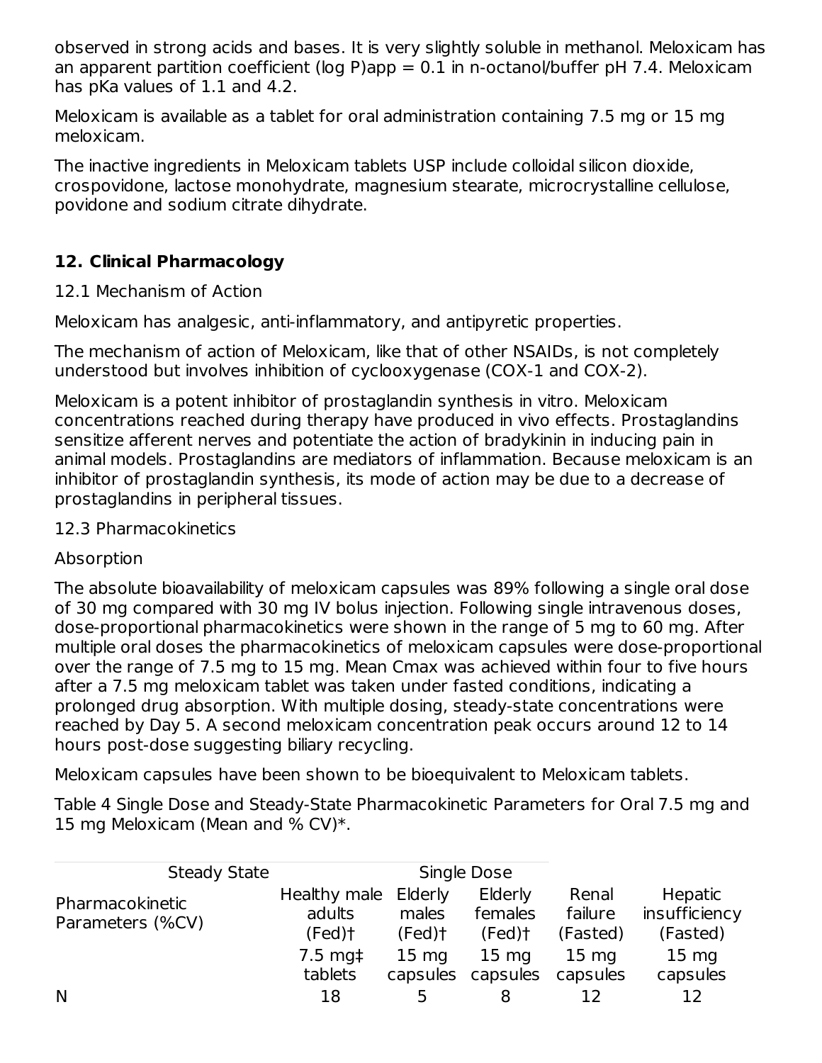observed in strong acids and bases. It is very slightly soluble in methanol. Meloxicam has an apparent partition coefficient (log P)app = 0.1 in n-octanol/buffer pH 7.4. Meloxicam has pKa values of 1.1 and 4.2.

Meloxicam is available as a tablet for oral administration containing 7.5 mg or 15 mg meloxicam.

The inactive ingredients in Meloxicam tablets USP include colloidal silicon dioxide, crospovidone, lactose monohydrate, magnesium stearate, microcrystalline cellulose, povidone and sodium citrate dihydrate.

## 12. Clinical Pharmacology

### 12.1 Mechanism of Action

Meloxicam has analgesic, anti-inflammatory, and antipyretic properties.

The mechanism of action of Meloxicam, like that of other NSAIDs, is not completely understood but involves inhibition of cyclooxygenase (COX-1 and COX-2).

Meloxicam is a potent inhibitor of prostaglandin synthesis in vitro. Meloxicam concentrations reached during therapy have produced in vivo effects. Prostaglandins sensitize afferent nerves and potentiate the action of bradykinin in inducing pain in animal models. Prostaglandins are mediators of inflammation. Because meloxicam is an inhibitor of prostaglandin synthesis, its mode of action may be due to a decrease of prostaglandins in peripheral tissues.

### 12.3 Pharmacokinetics

Absorption

The absolute bioavailability of meloxicam capsules was 89% following a single oral dose of 30 mg compared with 30 mg IV bolus injection. Following single intravenous doses, dose-proportional pharmacokinetics were shown in the range of 5 mg to 60 mg. After multiple oral doses the pharmacokinetics of meloxicam capsules were dose-proportional over the range of 7.5 mg to 15 mg. Mean Cmax was achieved within four to five hours after a 7.5 mg meloxicam tablet was taken under fasted conditions, indicating a prolonged drug absorption. With multiple dosing, steady-state concentrations were reached by Day 5. A second meloxicam concentration peak occurs around 12 to 14 hours post-dose suggesting biliary recycling.

Meloxicam capsules have been shown to be bioequivalent to Meloxicam tablets.

Table 4 Single Dose and Steady-State Pharmacokinetic Parameters for Oral 7.5 mg and 15 mg Meloxicam (Mean and % CV)*.

| Steady State | | Single Dose | | | |
|---|---|---|---|---|---|
| Pharmacokinetic Parameters (%CV) | Healthy male adults (Fed)† | Elderly males (Fed)† | Elderly females (Fed)† | Renal failure (Fasted) | Hepatic insufficiency (Fasted) |
| | 7.5 mg‡ tablets | 15 mg capsules | 15 mg capsules | 15 mg capsules | 15 mg capsules |
| N | 18 | 5 | 8 | 12 | 12 |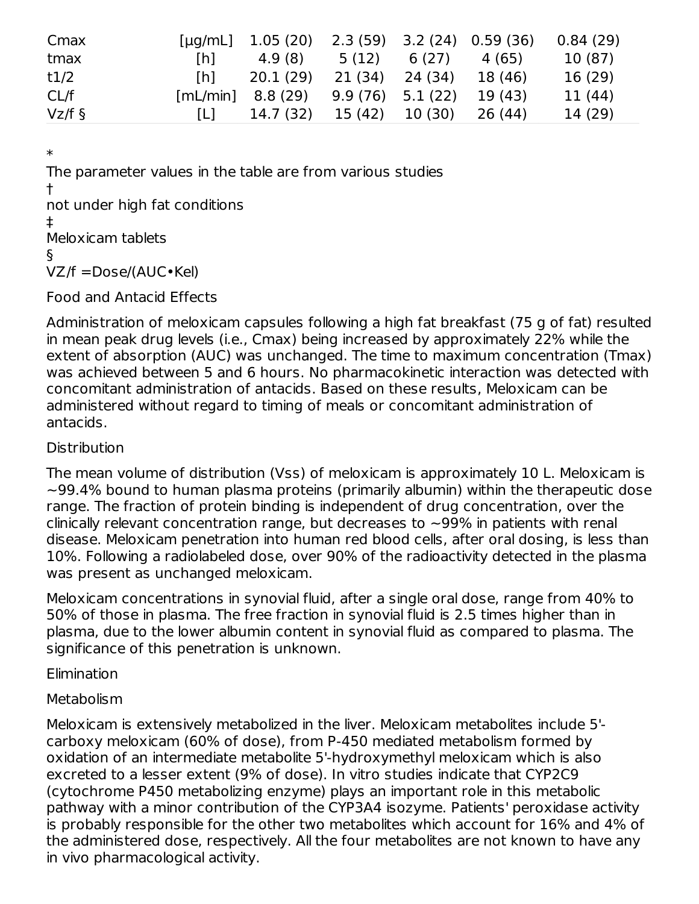| | | | | | | |
|---|---|---|---|---|---|---|
| Cmax | [μg/mL] | 1.05 (20) | 2.3 (59) | 3.2 (24) | 0.59 (36) | 0.84 (29) |
| tmax | [h] | 4.9 (8) | 5 (12) | 6 (27) | 4 (65) | 10 (87) |
| t1/2 | [h] | 20.1 (29) | 21 (34) | 24 (34) | 18 (46) | 16 (29) |
| CL/f | [mL/min] | 8.8 (29) | 9.9 (76) | 5.1 (22) | 19 (43) | 11 (44) |
| Vz/f § | [L] | 14.7 (32) | 15 (42) | 10 (30) | 26 (44) | 14 (29) |

*
The parameter values in the table are from various studies
†
not under high fat conditions
‡
Meloxicam tablets
§
VZ/f =Dose/(AUC•Kel)

Food and Antacid Effects

Administration of meloxicam capsules following a high fat breakfast (75 g of fat) resulted in mean peak drug levels (i.e., Cmax) being increased by approximately 22% while the extent of absorption (AUC) was unchanged. The time to maximum concentration (Tmax) was achieved between 5 and 6 hours. No pharmacokinetic interaction was detected with concomitant administration of antacids. Based on these results, Meloxicam can be administered without regard to timing of meals or concomitant administration of antacids.

Distribution

The mean volume of distribution (Vss) of meloxicam is approximately 10 L. Meloxicam is ~99.4% bound to human plasma proteins (primarily albumin) within the therapeutic dose range. The fraction of protein binding is independent of drug concentration, over the clinically relevant concentration range, but decreases to ~99% in patients with renal disease. Meloxicam penetration into human red blood cells, after oral dosing, is less than 10%. Following a radiolabeled dose, over 90% of the radioactivity detected in the plasma was present as unchanged meloxicam.

Meloxicam concentrations in synovial fluid, after a single oral dose, range from 40% to 50% of those in plasma. The free fraction in synovial fluid is 2.5 times higher than in plasma, due to the lower albumin content in synovial fluid as compared to plasma. The significance of this penetration is unknown.

Elimination

Metabolism

Meloxicam is extensively metabolized in the liver. Meloxicam metabolites include 5'-carboxy meloxicam (60% of dose), from P-450 mediated metabolism formed by oxidation of an intermediate metabolite 5'-hydroxymethyl meloxicam which is also excreted to a lesser extent (9% of dose). In vitro studies indicate that CYP2C9 (cytochrome P450 metabolizing enzyme) plays an important role in this metabolic pathway with a minor contribution of the CYP3A4 isozyme. Patients' peroxidase activity is probably responsible for the other two metabolites which account for 16% and 4% of the administered dose, respectively. All the four metabolites are not known to have any in vivo pharmacological activity.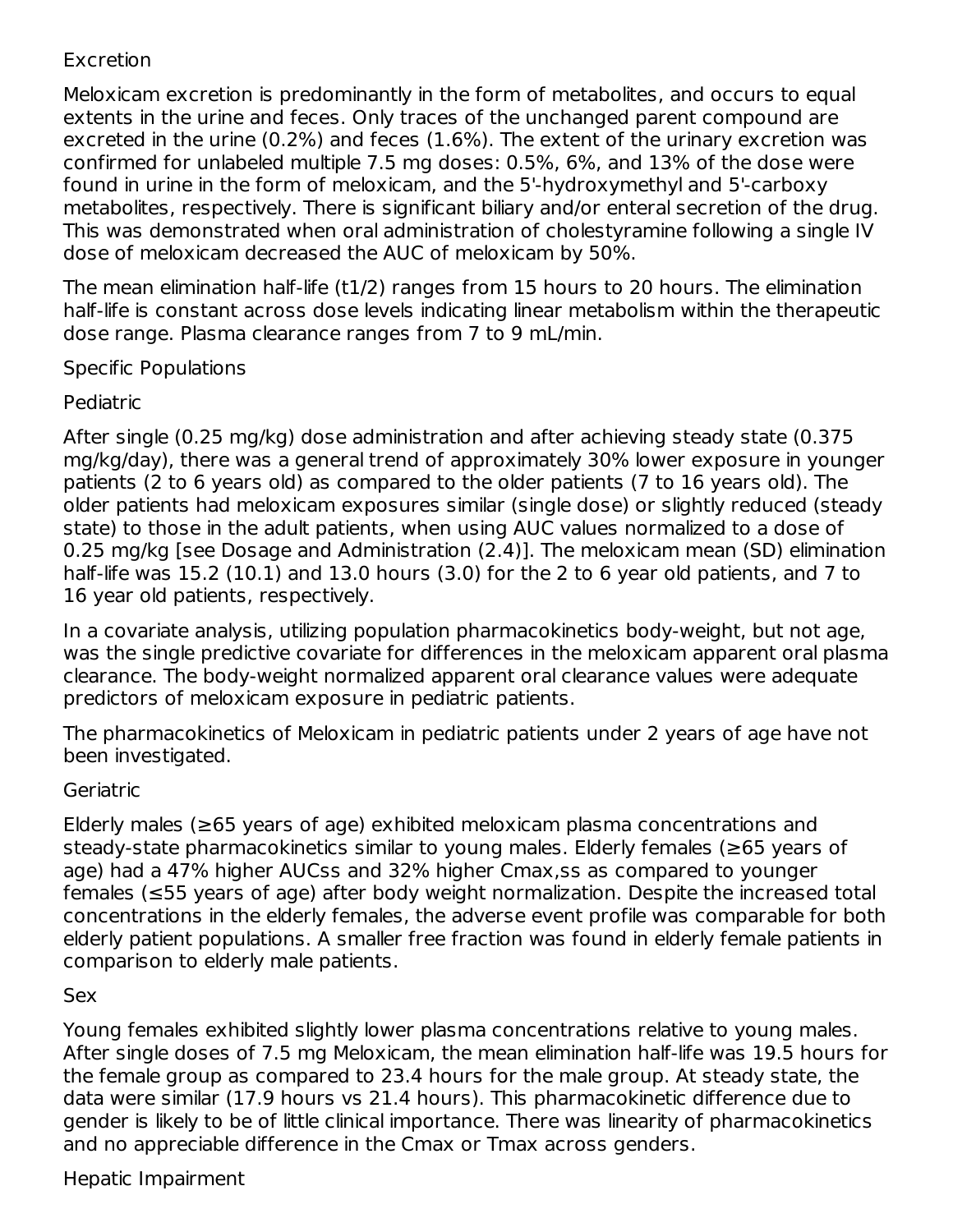### Excretion

Meloxicam excretion is predominantly in the form of metabolites, and occurs to equal extents in the urine and feces. Only traces of the unchanged parent compound are excreted in the urine (0.2%) and feces (1.6%). The extent of the urinary excretion was confirmed for unlabeled multiple 7.5 mg doses: 0.5%, 6%, and 13% of the dose were found in urine in the form of meloxicam, and the 5'-hydroxymethyl and 5'-carboxy metabolites, respectively. There is significant biliary and/or enteral secretion of the drug. This was demonstrated when oral administration of cholestyramine following a single IV dose of meloxicam decreased the AUC of meloxicam by 50%.

The mean elimination half-life ($t_{1/2}$) ranges from 15 hours to 20 hours. The elimination half-life is constant across dose levels indicating linear metabolism within the therapeutic dose range. Plasma clearance ranges from 7 to 9 mL/min.

### Specific Populations

#### Pediatric

After single (0.25 mg/kg) dose administration and after achieving steady state (0.375 mg/kg/day), there was a general trend of approximately 30% lower exposure in younger patients (2 to 6 years old) as compared to the older patients (7 to 16 years old). The older patients had meloxicam exposures similar (single dose) or slightly reduced (steady state) to those in the adult patients, when using AUC values normalized to a dose of 0.25 mg/kg [see Dosage and Administration (2.4)]. The meloxicam mean (SD) elimination half-life was 15.2 (10.1) and 13.0 hours (3.0) for the 2 to 6 year old patients, and 7 to 16 year old patients, respectively.

In a covariate analysis, utilizing population pharmacokinetics body-weight, but not age, was the single predictive covariate for differences in the meloxicam apparent oral plasma clearance. The body-weight normalized apparent oral clearance values were adequate predictors of meloxicam exposure in pediatric patients.

The pharmacokinetics of Meloxicam in pediatric patients under 2 years of age have not been investigated.

#### Geriatric

Elderly males (≥65 years of age) exhibited meloxicam plasma concentrations and steady-state pharmacokinetics similar to young males. Elderly females (≥65 years of age) had a 47% higher $AUC_{ss}$ and 32% higher $C_{max,ss}$ as compared to younger females (≤55 years of age) after body weight normalization. Despite the increased total concentrations in the elderly females, the adverse event profile was comparable for both elderly patient populations. A smaller free fraction was found in elderly female patients in comparison to elderly male patients.

#### Sex

Young females exhibited slightly lower plasma concentrations relative to young males. After single doses of 7.5 mg Meloxicam, the mean elimination half-life was 19.5 hours for the female group as compared to 23.4 hours for the male group. At steady state, the data were similar (17.9 hours vs 21.4 hours). This pharmacokinetic difference due to gender is likely to be of little clinical importance. There was linearity of pharmacokinetics and no appreciable difference in the $C_{max}$ or $T_{max}$ across genders.

#### Hepatic Impairment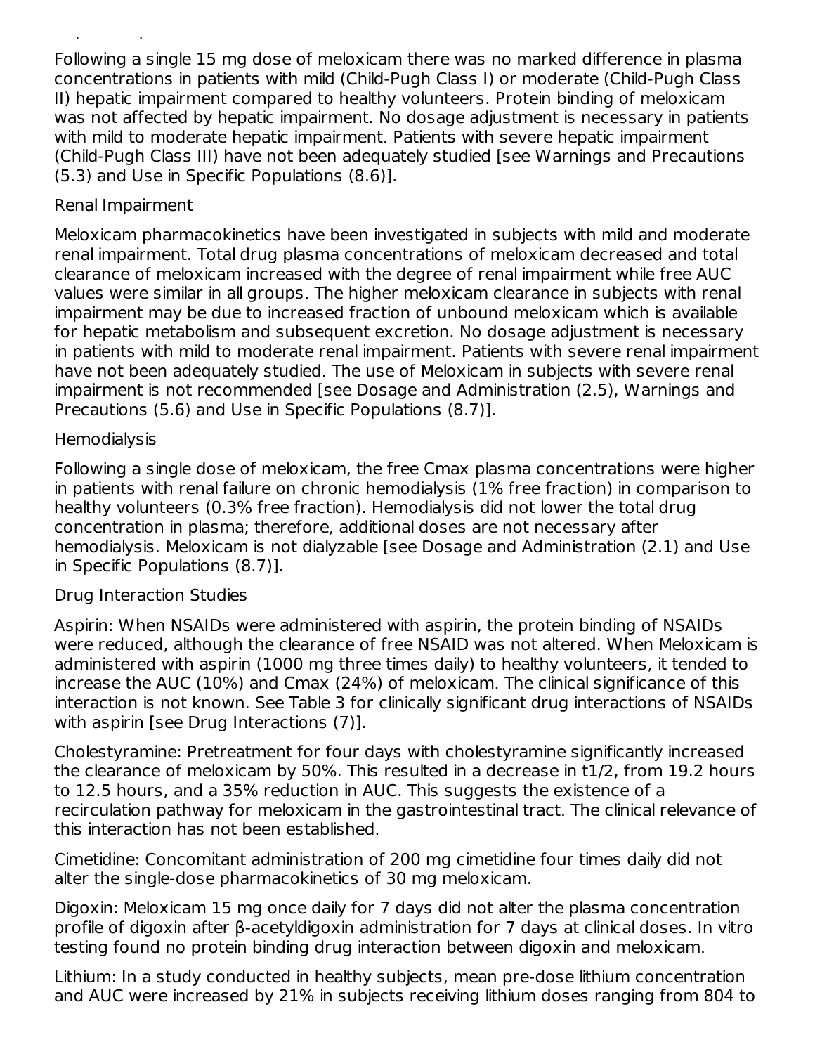Following a single 15 mg dose of meloxicam there was no marked difference in plasma concentrations in patients with mild (Child-Pugh Class I) or moderate (Child-Pugh Class II) hepatic impairment compared to healthy volunteers. Protein binding of meloxicam was not affected by hepatic impairment. No dosage adjustment is necessary in patients with mild to moderate hepatic impairment. Patients with severe hepatic impairment (Child-Pugh Class III) have not been adequately studied [see Warnings and Precautions (5.3) and Use in Specific Populations (8.6)].

Renal Impairment

Meloxicam pharmacokinetics have been investigated in subjects with mild and moderate renal impairment. Total drug plasma concentrations of meloxicam decreased and total clearance of meloxicam increased with the degree of renal impairment while free AUC values were similar in all groups. The higher meloxicam clearance in subjects with renal impairment may be due to increased fraction of unbound meloxicam which is available for hepatic metabolism and subsequent excretion. No dosage adjustment is necessary in patients with mild to moderate renal impairment. Patients with severe renal impairment have not been adequately studied. The use of Meloxicam in subjects with severe renal impairment is not recommended [see Dosage and Administration (2.5), Warnings and Precautions (5.6) and Use in Specific Populations (8.7)].

Hemodialysis

Following a single dose of meloxicam, the free Cmax plasma concentrations were higher in patients with renal failure on chronic hemodialysis (1% free fraction) in comparison to healthy volunteers (0.3% free fraction). Hemodialysis did not lower the total drug concentration in plasma; therefore, additional doses are not necessary after hemodialysis. Meloxicam is not dialyzable [see Dosage and Administration (2.1) and Use in Specific Populations (8.7)].

Drug Interaction Studies

Aspirin: When NSAIDs were administered with aspirin, the protein binding of NSAIDs were reduced, although the clearance of free NSAID was not altered. When Meloxicam is administered with aspirin (1000 mg three times daily) to healthy volunteers, it tended to increase the AUC (10%) and Cmax (24%) of meloxicam. The clinical significance of this interaction is not known. See Table 3 for clinically significant drug interactions of NSAIDs with aspirin [see Drug Interactions (7)].

Cholestyramine: Pretreatment for four days with cholestyramine significantly increased the clearance of meloxicam by 50%. This resulted in a decrease in t1/2, from 19.2 hours to 12.5 hours, and a 35% reduction in AUC. This suggests the existence of a recirculation pathway for meloxicam in the gastrointestinal tract. The clinical relevance of this interaction has not been established.

Cimetidine: Concomitant administration of 200 mg cimetidine four times daily did not alter the single-dose pharmacokinetics of 30 mg meloxicam.

Digoxin: Meloxicam 15 mg once daily for 7 days did not alter the plasma concentration profile of digoxin after β-acetyldigoxin administration for 7 days at clinical doses. In vitro testing found no protein binding drug interaction between digoxin and meloxicam.

Lithium: In a study conducted in healthy subjects, mean pre-dose lithium concentration and AUC were increased by 21% in subjects receiving lithium doses ranging from 804 to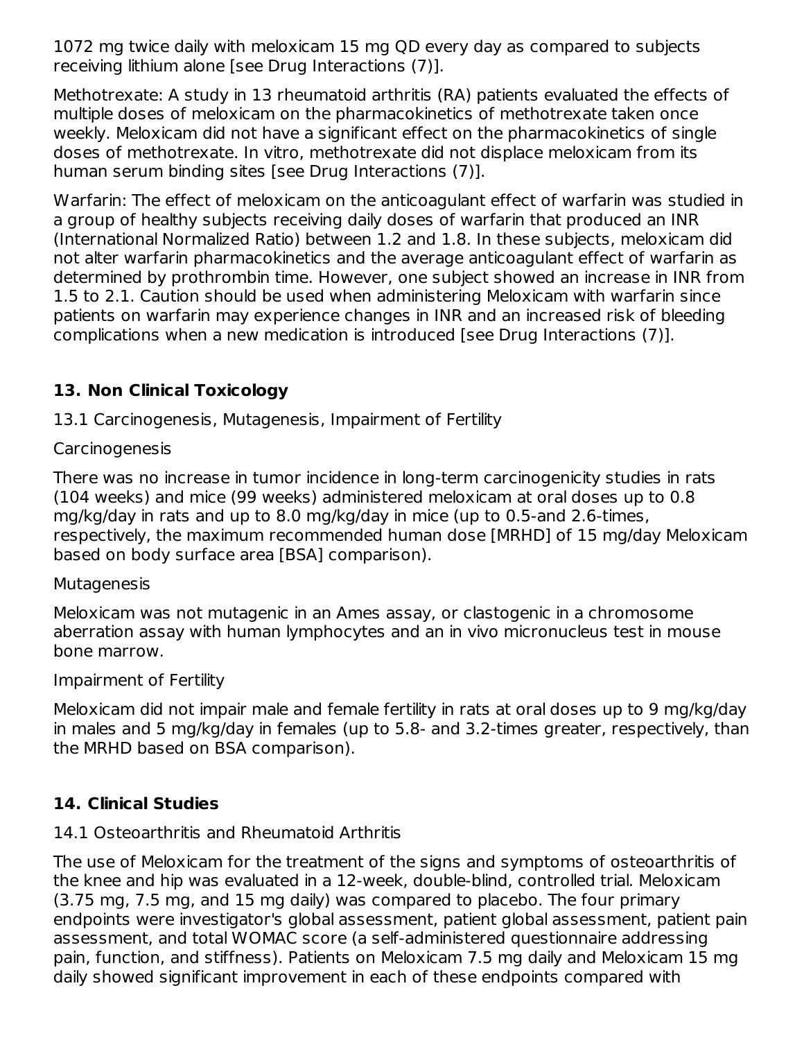1072 mg twice daily with meloxicam 15 mg QD every day as compared to subjects receiving lithium alone [see Drug Interactions (7)].

Methotrexate: A study in 13 rheumatoid arthritis (RA) patients evaluated the effects of multiple doses of meloxicam on the pharmacokinetics of methotrexate taken once weekly. Meloxicam did not have a significant effect on the pharmacokinetics of single doses of methotrexate. In vitro, methotrexate did not displace meloxicam from its human serum binding sites [see Drug Interactions (7)].

Warfarin: The effect of meloxicam on the anticoagulant effect of warfarin was studied in a group of healthy subjects receiving daily doses of warfarin that produced an INR (International Normalized Ratio) between 1.2 and 1.8. In these subjects, meloxicam did not alter warfarin pharmacokinetics and the average anticoagulant effect of warfarin as determined by prothrombin time. However, one subject showed an increase in INR from 1.5 to 2.1. Caution should be used when administering Meloxicam with warfarin since patients on warfarin may experience changes in INR and an increased risk of bleeding complications when a new medication is introduced [see Drug Interactions (7)].

## 13. Non Clinical Toxicology

### 13.1 Carcinogenesis, Mutagenesis, Impairment of Fertility

Carcinogenesis

There was no increase in tumor incidence in long-term carcinogenicity studies in rats (104 weeks) and mice (99 weeks) administered meloxicam at oral doses up to 0.8 mg/kg/day in rats and up to 8.0 mg/kg/day in mice (up to 0.5-and 2.6-times, respectively, the maximum recommended human dose [MRHD] of 15 mg/day Meloxicam based on body surface area [BSA] comparison).

Mutagenesis

Meloxicam was not mutagenic in an Ames assay, or clastogenic in a chromosome aberration assay with human lymphocytes and an in vivo micronucleus test in mouse bone marrow.

Impairment of Fertility

Meloxicam did not impair male and female fertility in rats at oral doses up to 9 mg/kg/day in males and 5 mg/kg/day in females (up to 5.8- and 3.2-times greater, respectively, than the MRHD based on BSA comparison).

## 14. Clinical Studies

### 14.1 Osteoarthritis and Rheumatoid Arthritis

The use of Meloxicam for the treatment of the signs and symptoms of osteoarthritis of the knee and hip was evaluated in a 12-week, double-blind, controlled trial. Meloxicam (3.75 mg, 7.5 mg, and 15 mg daily) was compared to placebo. The four primary endpoints were investigator's global assessment, patient global assessment, patient pain assessment, and total WOMAC score (a self-administered questionnaire addressing pain, function, and stiffness). Patients on Meloxicam 7.5 mg daily and Meloxicam 15 mg daily showed significant improvement in each of these endpoints compared with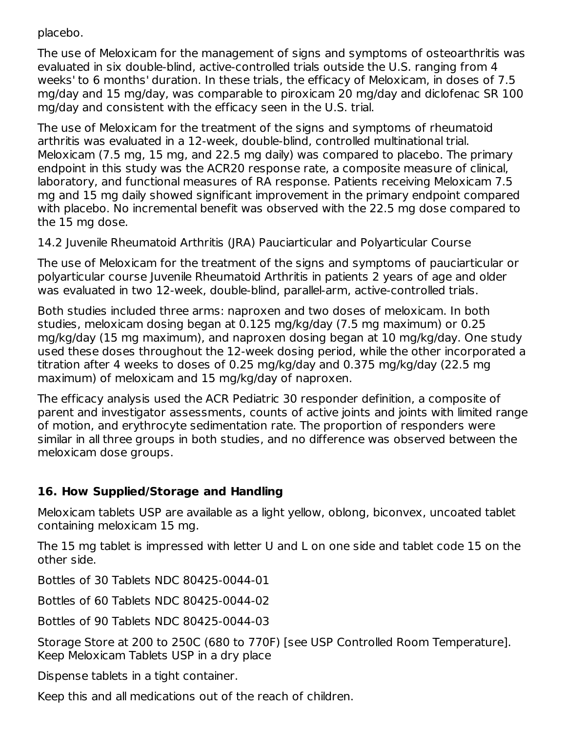placebo.

The use of Meloxicam for the management of signs and symptoms of osteoarthritis was evaluated in six double-blind, active-controlled trials outside the U.S. ranging from 4 weeks' to 6 months' duration. In these trials, the efficacy of Meloxicam, in doses of 7.5 mg/day and 15 mg/day, was comparable to piroxicam 20 mg/day and diclofenac SR 100 mg/day and consistent with the efficacy seen in the U.S. trial.

The use of Meloxicam for the treatment of the signs and symptoms of rheumatoid arthritis was evaluated in a 12-week, double-blind, controlled multinational trial. Meloxicam (7.5 mg, 15 mg, and 22.5 mg daily) was compared to placebo. The primary endpoint in this study was the ACR20 response rate, a composite measure of clinical, laboratory, and functional measures of RA response. Patients receiving Meloxicam 7.5 mg and 15 mg daily showed significant improvement in the primary endpoint compared with placebo. No incremental benefit was observed with the 22.5 mg dose compared to the 15 mg dose.

14.2 Juvenile Rheumatoid Arthritis (JRA) Pauciarticular and Polyarticular Course

The use of Meloxicam for the treatment of the signs and symptoms of pauciarticular or polyarticular course Juvenile Rheumatoid Arthritis in patients 2 years of age and older was evaluated in two 12-week, double-blind, parallel-arm, active-controlled trials.

Both studies included three arms: naproxen and two doses of meloxicam. In both studies, meloxicam dosing began at 0.125 mg/kg/day (7.5 mg maximum) or 0.25 mg/kg/day (15 mg maximum), and naproxen dosing began at 10 mg/kg/day. One study used these doses throughout the 12-week dosing period, while the other incorporated a titration after 4 weeks to doses of 0.25 mg/kg/day and 0.375 mg/kg/day (22.5 mg maximum) of meloxicam and 15 mg/kg/day of naproxen.

The efficacy analysis used the ACR Pediatric 30 responder definition, a composite of parent and investigator assessments, counts of active joints and joints with limited range of motion, and erythrocyte sedimentation rate. The proportion of responders were similar in all three groups in both studies, and no difference was observed between the meloxicam dose groups.

## 16. How Supplied/Storage and Handling

Meloxicam tablets USP are available as a light yellow, oblong, biconvex, uncoated tablet containing meloxicam 15 mg.

The 15 mg tablet is impressed with letter U and L on one side and tablet code 15 on the other side.

Bottles of 30 Tablets NDC 80425-0044-01

Bottles of 60 Tablets NDC 80425-0044-02

Bottles of 90 Tablets NDC 80425-0044-03

Storage Store at 200 to 250C (680 to 770F) [see USP Controlled Room Temperature]. Keep Meloxicam Tablets USP in a dry place

Dispense tablets in a tight container.

Keep this and all medications out of the reach of children.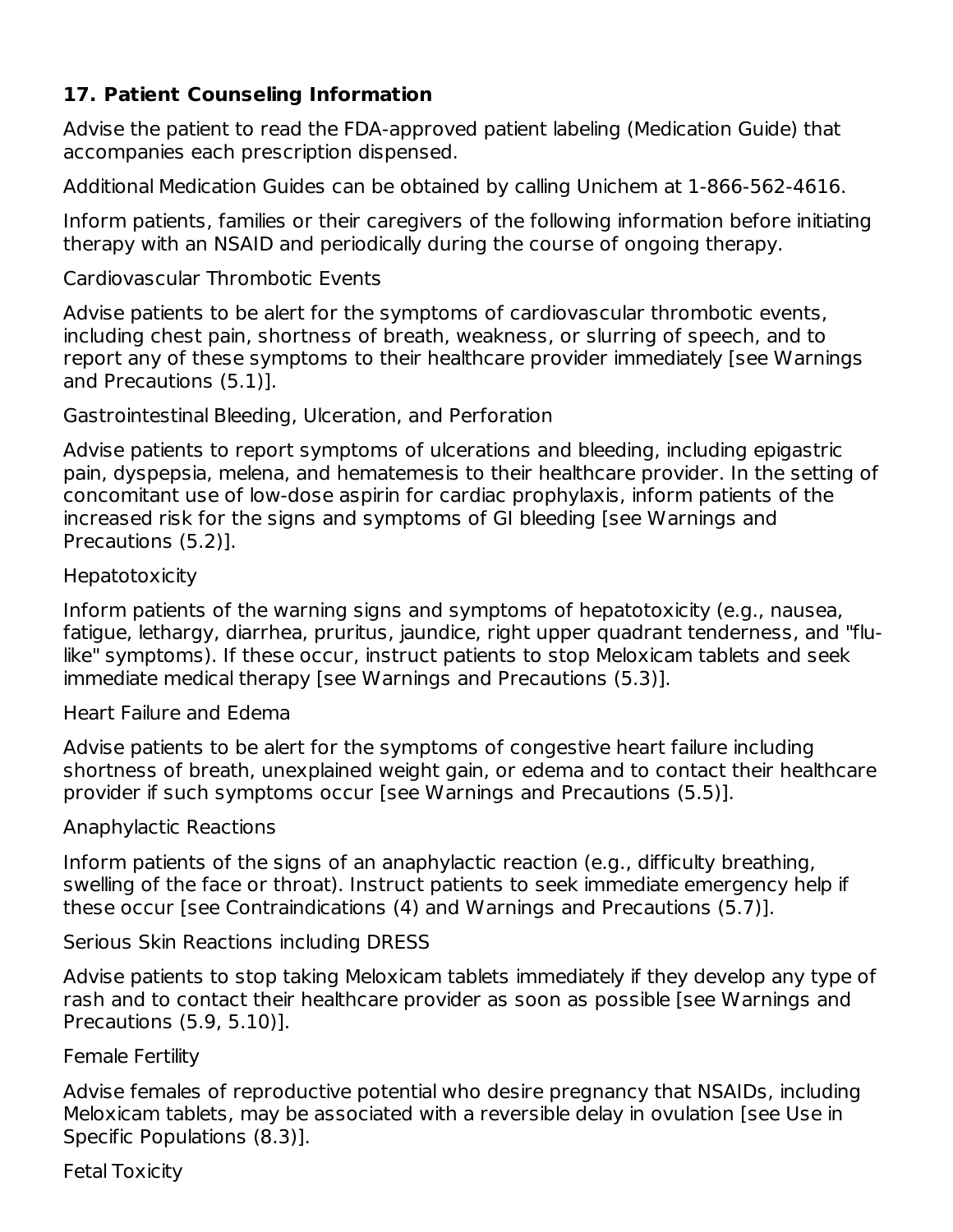## 17. Patient Counseling Information

Advise the patient to read the FDA-approved patient labeling (Medication Guide) that accompanies each prescription dispensed.

Additional Medication Guides can be obtained by calling Unichem at 1-866-562-4616.

Inform patients, families or their caregivers of the following information before initiating therapy with an NSAID and periodically during the course of ongoing therapy.

Cardiovascular Thrombotic Events

Advise patients to be alert for the symptoms of cardiovascular thrombotic events, including chest pain, shortness of breath, weakness, or slurring of speech, and to report any of these symptoms to their healthcare provider immediately [see Warnings and Precautions (5.1)].

Gastrointestinal Bleeding, Ulceration, and Perforation

Advise patients to report symptoms of ulcerations and bleeding, including epigastric pain, dyspepsia, melena, and hematemesis to their healthcare provider. In the setting of concomitant use of low-dose aspirin for cardiac prophylaxis, inform patients of the increased risk for the signs and symptoms of GI bleeding [see Warnings and Precautions (5.2)].

Hepatotoxicity

Inform patients of the warning signs and symptoms of hepatotoxicity (e.g., nausea, fatigue, lethargy, diarrhea, pruritus, jaundice, right upper quadrant tenderness, and "flu-like" symptoms). If these occur, instruct patients to stop Meloxicam tablets and seek immediate medical therapy [see Warnings and Precautions (5.3)].

Heart Failure and Edema

Advise patients to be alert for the symptoms of congestive heart failure including shortness of breath, unexplained weight gain, or edema and to contact their healthcare provider if such symptoms occur [see Warnings and Precautions (5.5)].

Anaphylactic Reactions

Inform patients of the signs of an anaphylactic reaction (e.g., difficulty breathing, swelling of the face or throat). Instruct patients to seek immediate emergency help if these occur [see Contraindications (4) and Warnings and Precautions (5.7)].

Serious Skin Reactions including DRESS

Advise patients to stop taking Meloxicam tablets immediately if they develop any type of rash and to contact their healthcare provider as soon as possible [see Warnings and Precautions (5.9, 5.10)].

Female Fertility

Advise females of reproductive potential who desire pregnancy that NSAIDs, including Meloxicam tablets, may be associated with a reversible delay in ovulation [see Use in Specific Populations (8.3)].

Fetal Toxicity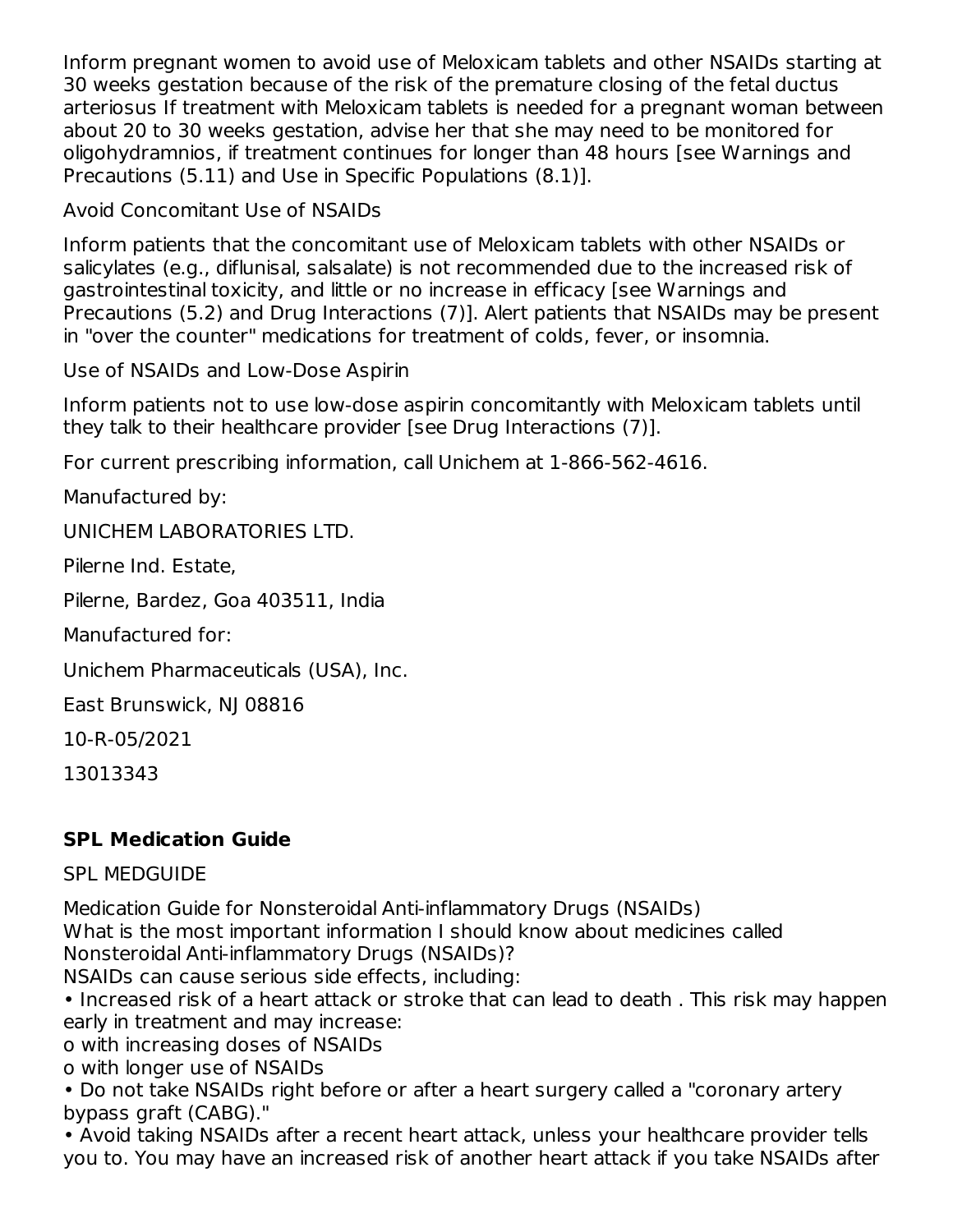Inform pregnant women to avoid use of Meloxicam tablets and other NSAIDs starting at 30 weeks gestation because of the risk of the premature closing of the fetal ductus arteriosus If treatment with Meloxicam tablets is needed for a pregnant woman between about 20 to 30 weeks gestation, advise her that she may need to be monitored for oligohydramnios, if treatment continues for longer than 48 hours [see Warnings and Precautions (5.11) and Use in Specific Populations (8.1)].

Avoid Concomitant Use of NSAIDs

Inform patients that the concomitant use of Meloxicam tablets with other NSAIDs or salicylates (e.g., diflunisal, salsalate) is not recommended due to the increased risk of gastrointestinal toxicity, and little or no increase in efficacy [see Warnings and Precautions (5.2) and Drug Interactions (7)]. Alert patients that NSAIDs may be present in "over the counter" medications for treatment of colds, fever, or insomnia.

Use of NSAIDs and Low-Dose Aspirin

Inform patients not to use low-dose aspirin concomitantly with Meloxicam tablets until they talk to their healthcare provider [see Drug Interactions (7)].

For current prescribing information, call Unichem at 1-866-562-4616.

Manufactured by:

UNICHEM LABORATORIES LTD.

Pilerne Ind. Estate,

Pilerne, Bardez, Goa 403511, India

Manufactured for:

Unichem Pharmaceuticals (USA), Inc.

East Brunswick, NJ 08816

10-R-05/2021

13013343

## SPL Medication Guide

SPL MEDGUIDE

Medication Guide for Nonsteroidal Anti-inflammatory Drugs (NSAIDs)
What is the most important information I should know about medicines called Nonsteroidal Anti-inflammatory Drugs (NSAIDs)?
NSAIDs can cause serious side effects, including:

- Increased risk of a heart attack or stroke that can lead to death . This risk may happen early in treatment and may increase:
  - o with increasing doses of NSAIDs
  - o with longer use of NSAIDs
- Do not take NSAIDs right before or after a heart surgery called a "coronary artery bypass graft (CABG)."
- Avoid taking NSAIDs after a recent heart attack, unless your healthcare provider tells you to. You may have an increased risk of another heart attack if you take NSAIDs after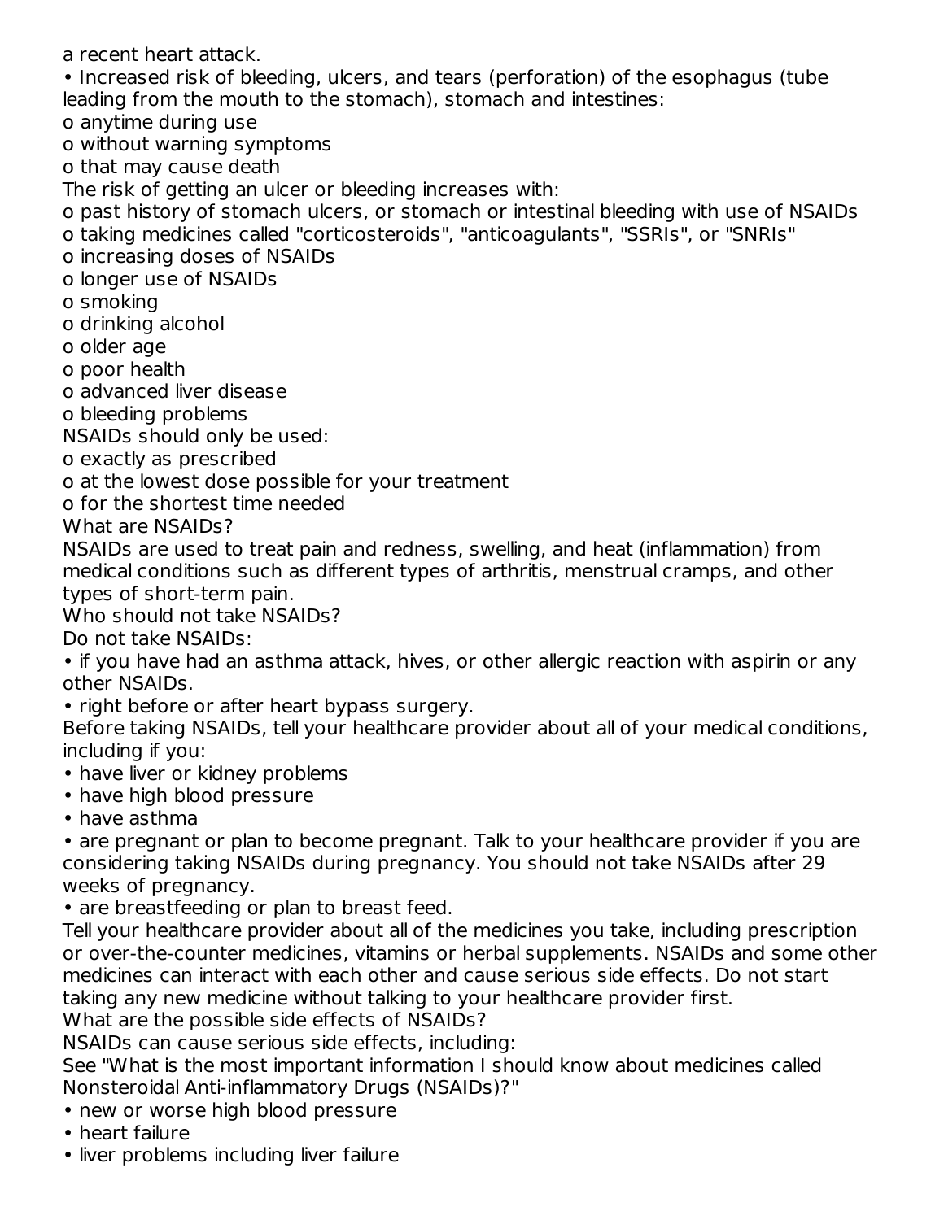a recent heart attack.

- Increased risk of bleeding, ulcers, and tears (perforation) of the esophagus (tube leading from the mouth to the stomach), stomach and intestines:
  - o anytime during use
  - o without warning symptoms
  - o that may cause death

The risk of getting an ulcer or bleeding increases with:

- o past history of stomach ulcers, or stomach or intestinal bleeding with use of NSAIDs
- o taking medicines called "corticosteroids", "anticoagulants", "SSRIs", or "SNRIs"
- o increasing doses of NSAIDs
- o longer use of NSAIDs
- o smoking
- o drinking alcohol
- o older age
- o poor health
- o advanced liver disease
- o bleeding problems

NSAIDs should only be used:

- o exactly as prescribed
- o at the lowest dose possible for your treatment
- o for the shortest time needed

What are NSAIDs?

NSAIDs are used to treat pain and redness, swelling, and heat (inflammation) from medical conditions such as different types of arthritis, menstrual cramps, and other types of short-term pain.

Who should not take NSAIDs?

Do not take NSAIDs:

- if you have had an asthma attack, hives, or other allergic reaction with aspirin or any other NSAIDs.
- right before or after heart bypass surgery.

Before taking NSAIDs, tell your healthcare provider about all of your medical conditions, including if you:

- have liver or kidney problems
- have high blood pressure
- have asthma
- are pregnant or plan to become pregnant. Talk to your healthcare provider if you are considering taking NSAIDs during pregnancy. You should not take NSAIDs after 29 weeks of pregnancy.
- are breastfeeding or plan to breast feed.

Tell your healthcare provider about all of the medicines you take, including prescription or over-the-counter medicines, vitamins or herbal supplements. NSAIDs and some other medicines can interact with each other and cause serious side effects. Do not start taking any new medicine without talking to your healthcare provider first.

What are the possible side effects of NSAIDs?

NSAIDs can cause serious side effects, including:

See "What is the most important information I should know about medicines called Nonsteroidal Anti-inflammatory Drugs (NSAIDs)?"

- new or worse high blood pressure
- heart failure
- liver problems including liver failure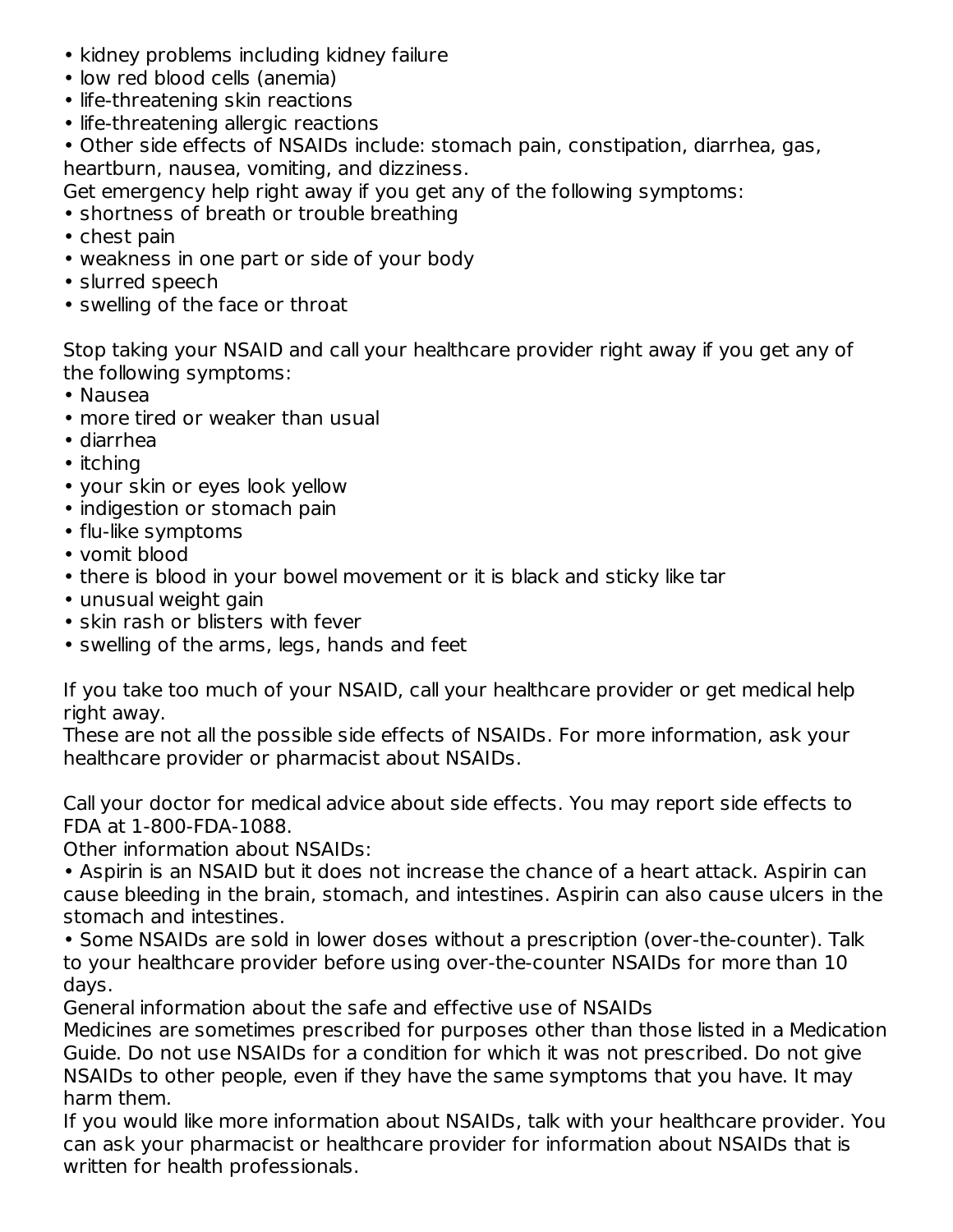- kidney problems including kidney failure
- low red blood cells (anemia)
- life-threatening skin reactions
- life-threatening allergic reactions
- Other side effects of NSAIDs include: stomach pain, constipation, diarrhea, gas, heartburn, nausea, vomiting, and dizziness.

Get emergency help right away if you get any of the following symptoms:

- shortness of breath or trouble breathing
- chest pain
- weakness in one part or side of your body
- slurred speech
- swelling of the face or throat

Stop taking your NSAID and call your healthcare provider right away if you get any of the following symptoms:

- Nausea
- more tired or weaker than usual
- diarrhea
- itching
- your skin or eyes look yellow
- indigestion or stomach pain
- flu-like symptoms
- vomit blood
- there is blood in your bowel movement or it is black and sticky like tar
- unusual weight gain
- skin rash or blisters with fever
- swelling of the arms, legs, hands and feet

If you take too much of your NSAID, call your healthcare provider or get medical help right away.

These are not all the possible side effects of NSAIDs. For more information, ask your healthcare provider or pharmacist about NSAIDs.

Call your doctor for medical advice about side effects. You may report side effects to FDA at 1-800-FDA-1088.

Other information about NSAIDs:

- Aspirin is an NSAID but it does not increase the chance of a heart attack. Aspirin can cause bleeding in the brain, stomach, and intestines. Aspirin can also cause ulcers in the stomach and intestines.
- Some NSAIDs are sold in lower doses without a prescription (over-the-counter). Talk to your healthcare provider before using over-the-counter NSAIDs for more than 10 days.

General information about the safe and effective use of NSAIDs

Medicines are sometimes prescribed for purposes other than those listed in a Medication Guide. Do not use NSAIDs for a condition for which it was not prescribed. Do not give NSAIDs to other people, even if they have the same symptoms that you have. It may harm them.

If you would like more information about NSAIDs, talk with your healthcare provider. You can ask your pharmacist or healthcare provider for information about NSAIDs that is written for health professionals.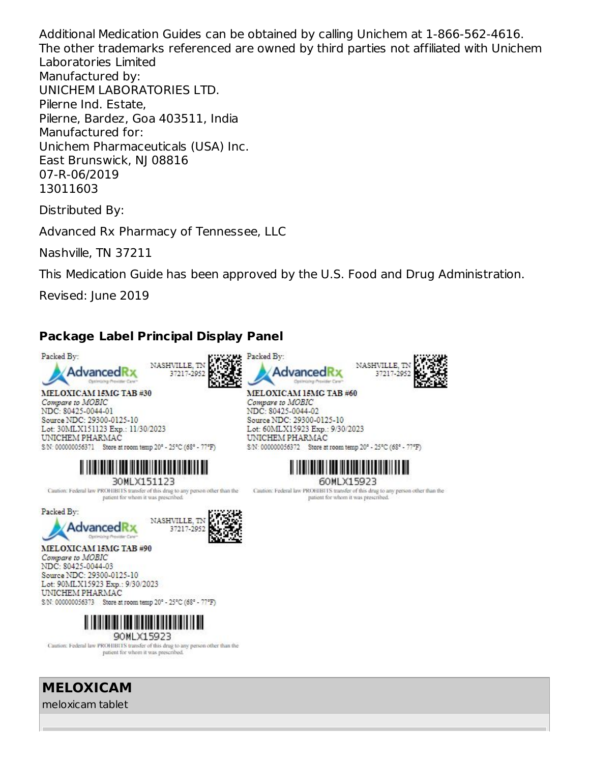Additional Medication Guides can be obtained by calling Unichem at 1-866-562-4616.
The other trademarks referenced are owned by third parties not affiliated with Unichem Laboratories Limited
Manufactured by:
UNICHEM LABORATORIES LTD.
Pilerne Ind. Estate,
Pilerne, Bardez, Goa 403511, India
Manufactured for:
Unichem Pharmaceuticals (USA) Inc.
East Brunswick, NJ 08816
07-R-06/2019
13011603

Distributed By:

Advanced Rx Pharmacy of Tennessee, LLC

Nashville, TN 37211

This Medication Guide has been approved by the U.S. Food and Drug Administration.

Revised: June 2019

## Package Label Principal Display Panel

Packed By:
AdvancedRx
NASHVILLE, TN 37217-2952
MELOXICAM 15MG TAB #30
*Compare to MOBIC*
NDC: 80425-0044-01
Source NDC: 29300-0125-10
Lot: 30MLX151123 Exp.: 11/30/2023
UNICHEM PHARMAC
S/N: 000000056371 Store at room temp 20° - 25°C (68° - 77°F)
30MLX151123
Caution: Federal law PROHIBITS transfer of this drug to any person other than the patient for whom it was prescribed.

Packed By:
AdvancedRx
NASHVILLE, TN 37217-2952
MELOXICAM 15MG TAB #60
*Compare to MOBIC*
NDC: 80425-0044-02
Source NDC: 29300-0125-10
Lot: 60MLX15923 Exp.: 9/30/2023
UNICHEM PHARMAC
S/N: 000000056372 Store at room temp 20° - 25°C (68° - 77°F)
60MLX15923
Caution: Federal law PROHIBITS transfer of this drug to any person other than the patient for whom it was prescribed.

Packed By:
AdvancedRx
NASHVILLE, TN 37217-2952
MELOXICAM 15MG TAB #90
*Compare to MOBIC*
NDC: 80425-0044-03
Source NDC: 29300-0125-10
Lot: 90MLX15923 Exp.: 9/30/2023
UNICHEM PHARMAC
S/N: 000000056373 Store at room temp 20° - 25°C (68° - 77°F)
90MLX15923
Caution: Federal law PROHIBITS transfer of this drug to any person other than the patient for whom it was prescribed.

**MELOXICAM**
meloxicam tablet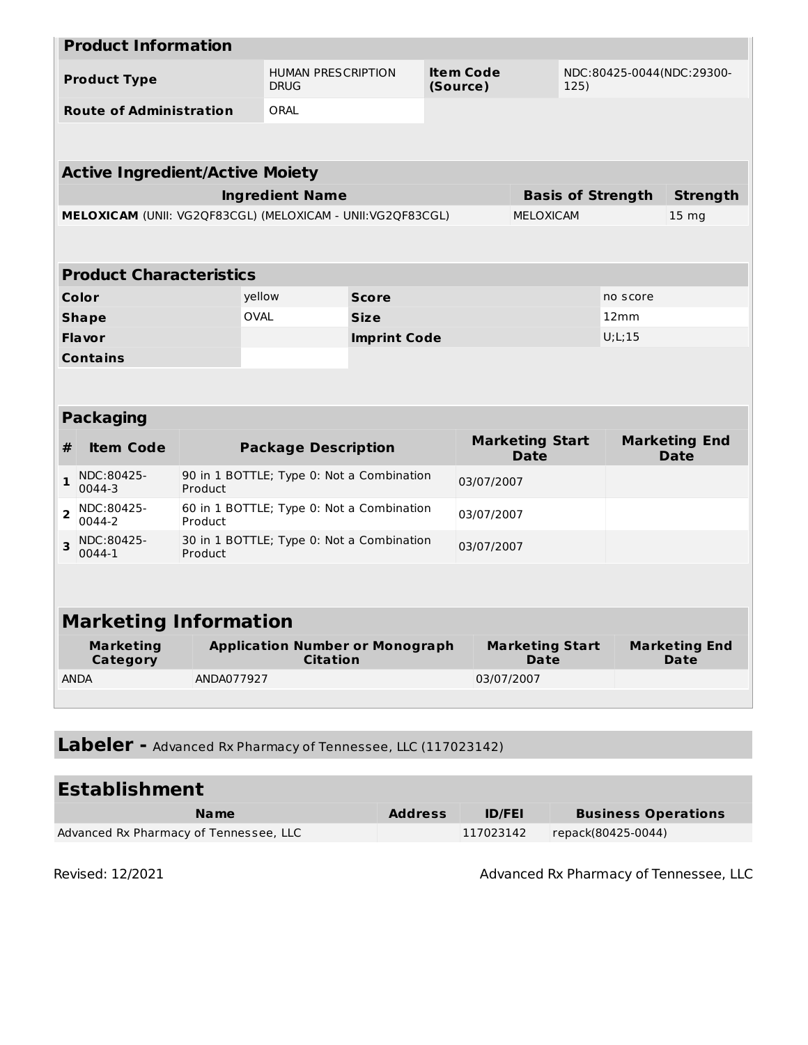| Product Information | | | |
|---|---|---|---|
| **Product Type** | HUMAN PRESCRIPTION DRUG | **Item Code (Source)** | NDC:80425-0044(NDC:29300-125) |
| **Route of Administration** | ORAL | | |

| Active Ingredient/Active Moiety | | |
|---|---|---|
| **Ingredient Name** | **Basis of Strength** | **Strength** |
| **MELOXICAM** (UNII: VG2QF83CGL) (MELOXICAM - UNII:VG2QF83CGL) | MELOXICAM | 15 mg |

| Product Characteristics | | | |
|---|---|---|---|
| **Color** | yellow | **Score** | no score |
| **Shape** | OVAL | **Size** | 12mm |
| **Flavor** | | **Imprint Code** | U;L;15 |
| **Contains** | | | |

| Packaging | | | | |
|---|---|---|---|---|
| **#** | **Item Code** | **Package Description** | **Marketing Start Date** | **Marketing End Date** |
| 1 | NDC:80425-0044-3 | 90 in 1 BOTTLE; Type 0: Not a Combination Product | 03/07/2007 | |
| 2 | NDC:80425-0044-2 | 60 in 1 BOTTLE; Type 0: Not a Combination Product | 03/07/2007 | |
| 3 | NDC:80425-0044-1 | 30 in 1 BOTTLE; Type 0: Not a Combination Product | 03/07/2007 | |

| Marketing Information | | | |
|---|---|---|---|
| **Marketing Category** | **Application Number or Monograph Citation** | **Marketing Start Date** | **Marketing End Date** |
| ANDA | ANDA077927 | 03/07/2007 | |

## Labeler - Advanced Rx Pharmacy of Tennessee, LLC (117023142)

| Establishment | | | |
|---|---|---|---|
| **Name** | **Address** | **ID/FEI** | **Business Operations** |
| Advanced Rx Pharmacy of Tennessee, LLC | | 117023142 | repack(80425-0044) |

Revised: 12/2021

Advanced Rx Pharmacy of Tennessee, LLC